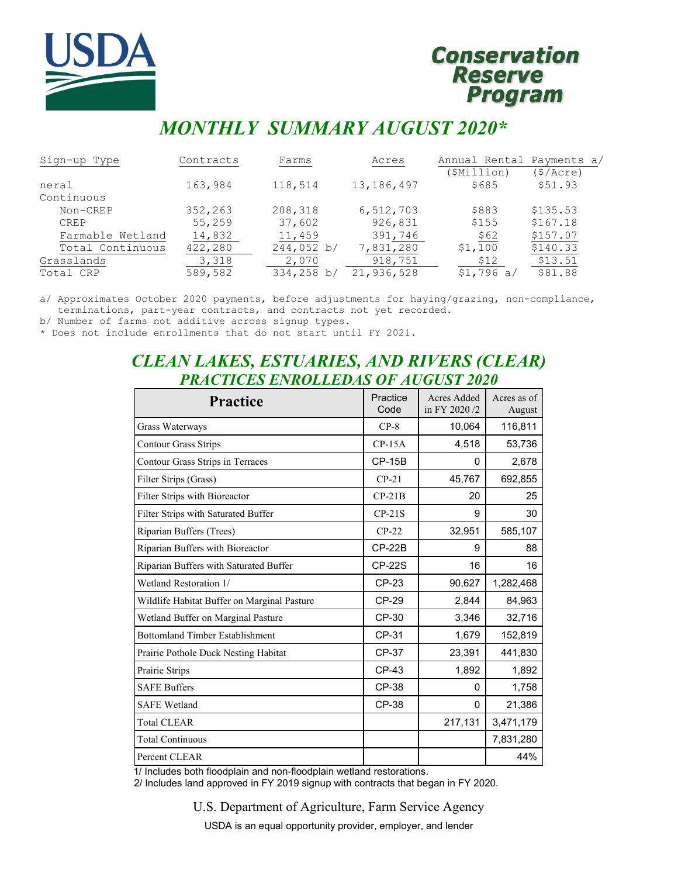# Conservation Reserve Program

## MONTHLY SUMMARY AUGUST 2020*

| Sign-up Type | Contracts | Farms | Acres | Annual Rental Payments a/ ($Million) | ($/Acre) |
|---|---|---|---|---|---|
| neral | 163,984 | 118,514 | 13,186,497 | $685 | $51.93 |
| Continuous | | | | | |
| Non-CREP | 352,263 | 208,318 | 6,512,703 | $883 | $135.53 |
| CREP | 55,259 | 37,602 | 926,831 | $155 | $167.18 |
| Farmable Wetland | 14,832 | 11,459 | 391,746 | $62 | $157.07 |
| Total Continuous | 422,280 | 244,052 b/ | 7,831,280 | $1,100 | $140.33 |
| Grasslands | 3,318 | 2,070 | 918,751 | $12 | $13.51 |
| Total CRP | 589,582 | 334,258 b/ | 21,936,528 | $1,796 a/ | $81.88 |

a/ Approximates October 2020 payments, before adjustments for haying/grazing, non-compliance, terminations, part-year contracts, and contracts not yet recorded.
b/ Number of farms not additive across signup types.
* Does not include enrollments that do not start until FY 2021.

## CLEAN LAKES, ESTUARIES, AND RIVERS (CLEAR) PRACTICES ENROLLEDAS OF AUGUST 2020

| Practice | Practice Code | Acres Added in FY 2020 /2 | Acres as of August |
|---|---|---|---|
| Grass Waterways | CP-8 | 10,064 | 116,811 |
| Contour Grass Strips | CP-15A | 4,518 | 53,736 |
| Contour Grass Strips in Terraces | CP-15B | 0 | 2,678 |
| Filter Strips (Grass) | CP-21 | 45,767 | 692,855 |
| Filter Strips with Bioreactor | CP-21B | 20 | 25 |
| Filter Strips with Saturated Buffer | CP-21S | 9 | 30 |
| Riparian Buffers (Trees) | CP-22 | 32,951 | 585,107 |
| Riparian Buffers with Bioreactor | CP-22B | 9 | 88 |
| Riparian Buffers with Saturated Buffer | CP-22S | 16 | 16 |
| Wetland Restoration 1/ | CP-23 | 90,627 | 1,282,468 |
| Wildlife Habitat Buffer on Marginal Pasture | CP-29 | 2,844 | 84,963 |
| Wetland Buffer on Marginal Pasture | CP-30 | 3,346 | 32,716 |
| Bottomland Timber Establishment | CP-31 | 1,679 | 152,819 |
| Prairie Pothole Duck Nesting Habitat | CP-37 | 23,391 | 441,830 |
| Prairie Strips | CP-43 | 1,892 | 1,892 |
| SAFE Buffers | CP-38 | 0 | 1,758 |
| SAFE Wetland | CP-38 | 0 | 21,386 |
| Total CLEAR | | 217,131 | 3,471,179 |
| Total Continuous | | | 7,831,280 |
| Percent CLEAR | | | 44% |

1/ Includes both floodplain and non-floodplain wetland restorations.
2/ Includes land approved in FY 2019 signup with contracts that began in FY 2020.

U.S. Department of Agriculture, Farm Service Agency

USDA is an equal opportunity provider, employer, and lender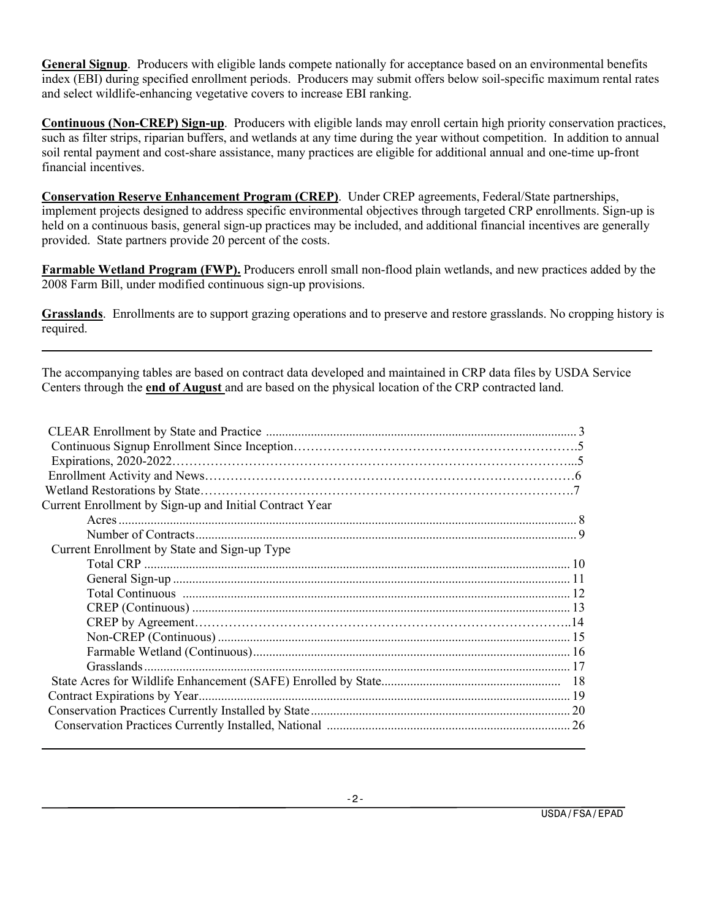**General Signup**. Producers with eligible lands compete nationally for acceptance based on an environmental benefits index (EBI) during specified enrollment periods. Producers may submit offers below soil-specific maximum rental rates and select wildlife-enhancing vegetative covers to increase EBI ranking.

**Continuous (Non-CREP) Sign-up**. Producers with eligible lands may enroll certain high priority conservation practices, such as filter strips, riparian buffers, and wetlands at any time during the year without competition. In addition to annual soil rental payment and cost-share assistance, many practices are eligible for additional annual and one-time up-front financial incentives.

**Conservation Reserve Enhancement Program (CREP)**. Under CREP agreements, Federal/State partnerships, implement projects designed to address specific environmental objectives through targeted CRP enrollments. Sign-up is held on a continuous basis, general sign-up practices may be included, and additional financial incentives are generally provided. State partners provide 20 percent of the costs.

**Farmable Wetland Program (FWP).** Producers enroll small non-flood plain wetlands, and new practices added by the 2008 Farm Bill, under modified continuous sign-up provisions.

**Grasslands**. Enrollments are to support grazing operations and to preserve and restore grasslands. No cropping history is required.

---

The accompanying tables are based on contract data developed and maintained in CRP data files by USDA Service Centers through the **end of August** and are based on the physical location of the CRP contracted land.

| | |
|---|---|
| CLEAR Enrollment by State and Practice | 3 |
| Continuous Signup Enrollment Since Inception | 5 |
| Expirations, 2020-2022 | 5 |
| Enrollment Activity and News | 6 |
| Wetland Restorations by State | 7 |
| Current Enrollment by Sign-up and Initial Contract Year | |
| Acres | 8 |
| Number of Contracts | 9 |
| Current Enrollment by State and Sign-up Type | |
| Total CRP | 10 |
| General Sign-up | 11 |
| Total Continuous | 12 |
| CREP (Continuous) | 13 |
| CREP by Agreement | 14 |
| Non-CREP (Continuous) | 15 |
| Farmable Wetland (Continuous) | 16 |
| Grasslands | 17 |
| State Acres for Wildlife Enhancement (SAFE) Enrolled by State | 18 |
| Contract Expirations by Year | 19 |
| Conservation Practices Currently Installed by State | 20 |
| Conservation Practices Currently Installed, National | 26 |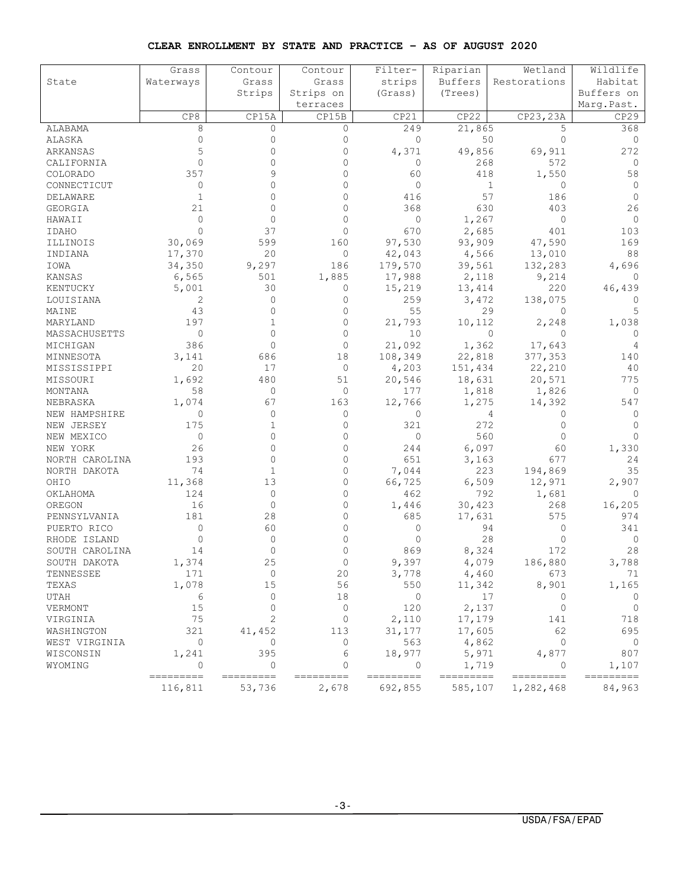**CLEAR ENROLLMENT BY STATE AND PRACTICE - AS OF AUGUST 2020**

| State | Grass Waterways | Contour Grass Strips | Contour Grass Strips on terraces | Filter-strips (Grass) | Riparian Buffers (Trees) | Wetland Restorations | Wildlife Habitat Buffers on Marg.Past. |
|---|---|---|---|---|---|---|---|
| | CP8 | CP15A | CP15B | CP21 | CP22 | CP23,23A | CP29 |
| ALABAMA | 8 | 0 | 0 | 249 | 21,865 | 5 | 368 |
| ALASKA | 0 | 0 | 0 | 0 | 50 | 0 | 0 |
| ARKANSAS | 5 | 0 | 0 | 4,371 | 49,856 | 69,911 | 272 |
| CALIFORNIA | 0 | 0 | 0 | 0 | 268 | 572 | 0 |
| COLORADO | 357 | 9 | 0 | 60 | 418 | 1,550 | 58 |
| CONNECTICUT | 0 | 0 | 0 | 0 | 1 | 0 | 0 |
| DELAWARE | 1 | 0 | 0 | 416 | 57 | 186 | 0 |
| GEORGIA | 21 | 0 | 0 | 368 | 630 | 403 | 26 |
| HAWAII | 0 | 0 | 0 | 0 | 1,267 | 0 | 0 |
| IDAHO | 0 | 37 | 0 | 670 | 2,685 | 401 | 103 |
| ILLINOIS | 30,069 | 599 | 160 | 97,530 | 93,909 | 47,590 | 169 |
| INDIANA | 17,370 | 20 | 0 | 42,043 | 4,566 | 13,010 | 88 |
| IOWA | 34,350 | 9,297 | 186 | 179,570 | 39,561 | 132,283 | 4,696 |
| KANSAS | 6,565 | 501 | 1,885 | 17,988 | 2,118 | 9,214 | 0 |
| KENTUCKY | 5,001 | 30 | 0 | 15,219 | 13,414 | 220 | 46,439 |
| LOUISIANA | 2 | 0 | 0 | 259 | 3,472 | 138,075 | 0 |
| MAINE | 43 | 0 | 0 | 55 | 29 | 0 | 5 |
| MARYLAND | 197 | 1 | 0 | 21,793 | 10,112 | 2,248 | 1,038 |
| MASSACHUSETTS | 0 | 0 | 0 | 10 | 0 | 0 | 0 |
| MICHIGAN | 386 | 0 | 0 | 21,092 | 1,362 | 17,643 | 4 |
| MINNESOTA | 3,141 | 686 | 18 | 108,349 | 22,818 | 377,353 | 140 |
| MISSISSIPPI | 20 | 17 | 0 | 4,203 | 151,434 | 22,210 | 40 |
| MISSOURI | 1,692 | 480 | 51 | 20,546 | 18,631 | 20,571 | 775 |
| MONTANA | 58 | 0 | 0 | 177 | 1,818 | 1,826 | 0 |
| NEBRASKA | 1,074 | 67 | 163 | 12,766 | 1,275 | 14,392 | 547 |
| NEW HAMPSHIRE | 0 | 0 | 0 | 0 | 4 | 0 | 0 |
| NEW JERSEY | 175 | 1 | 0 | 321 | 272 | 0 | 0 |
| NEW MEXICO | 0 | 0 | 0 | 0 | 560 | 0 | 0 |
| NEW YORK | 26 | 0 | 0 | 244 | 6,097 | 60 | 1,330 |
| NORTH CAROLINA | 193 | 0 | 0 | 651 | 3,163 | 677 | 24 |
| NORTH DAKOTA | 74 | 1 | 0 | 7,044 | 223 | 194,869 | 35 |
| OHIO | 11,368 | 13 | 0 | 66,725 | 6,509 | 12,971 | 2,907 |
| OKLAHOMA | 124 | 0 | 0 | 462 | 792 | 1,681 | 0 |
| OREGON | 16 | 0 | 0 | 1,446 | 30,423 | 268 | 16,205 |
| PENNSYLVANIA | 181 | 28 | 0 | 685 | 17,631 | 575 | 974 |
| PUERTO RICO | 0 | 60 | 0 | 0 | 94 | 0 | 341 |
| RHODE ISLAND | 0 | 0 | 0 | 0 | 28 | 0 | 0 |
| SOUTH CAROLINA | 14 | 0 | 0 | 869 | 8,324 | 172 | 28 |
| SOUTH DAKOTA | 1,374 | 25 | 0 | 9,397 | 4,079 | 186,880 | 3,788 |
| TENNESSEE | 171 | 0 | 20 | 3,778 | 4,460 | 673 | 71 |
| TEXAS | 1,078 | 15 | 56 | 550 | 11,342 | 8,901 | 1,165 |
| UTAH | 6 | 0 | 18 | 0 | 17 | 0 | 0 |
| VERMONT | 15 | 0 | 0 | 120 | 2,137 | 0 | 0 |
| VIRGINIA | 75 | 2 | 0 | 2,110 | 17,179 | 141 | 718 |
| WASHINGTON | 321 | 41,452 | 113 | 31,177 | 17,605 | 62 | 695 |
| WEST VIRGINIA | 0 | 0 | 0 | 563 | 4,862 | 0 | 0 |
| WISCONSIN | 1,241 | 395 | 6 | 18,977 | 5,971 | 4,877 | 807 |
| WYOMING | 0 | 0 | 0 | 0 | 1,719 | 0 | 1,107 |
| | 116,811 | 53,736 | 2,678 | 692,855 | 585,107 | 1,282,468 | 84,963 |

USDA/FSA/EPAD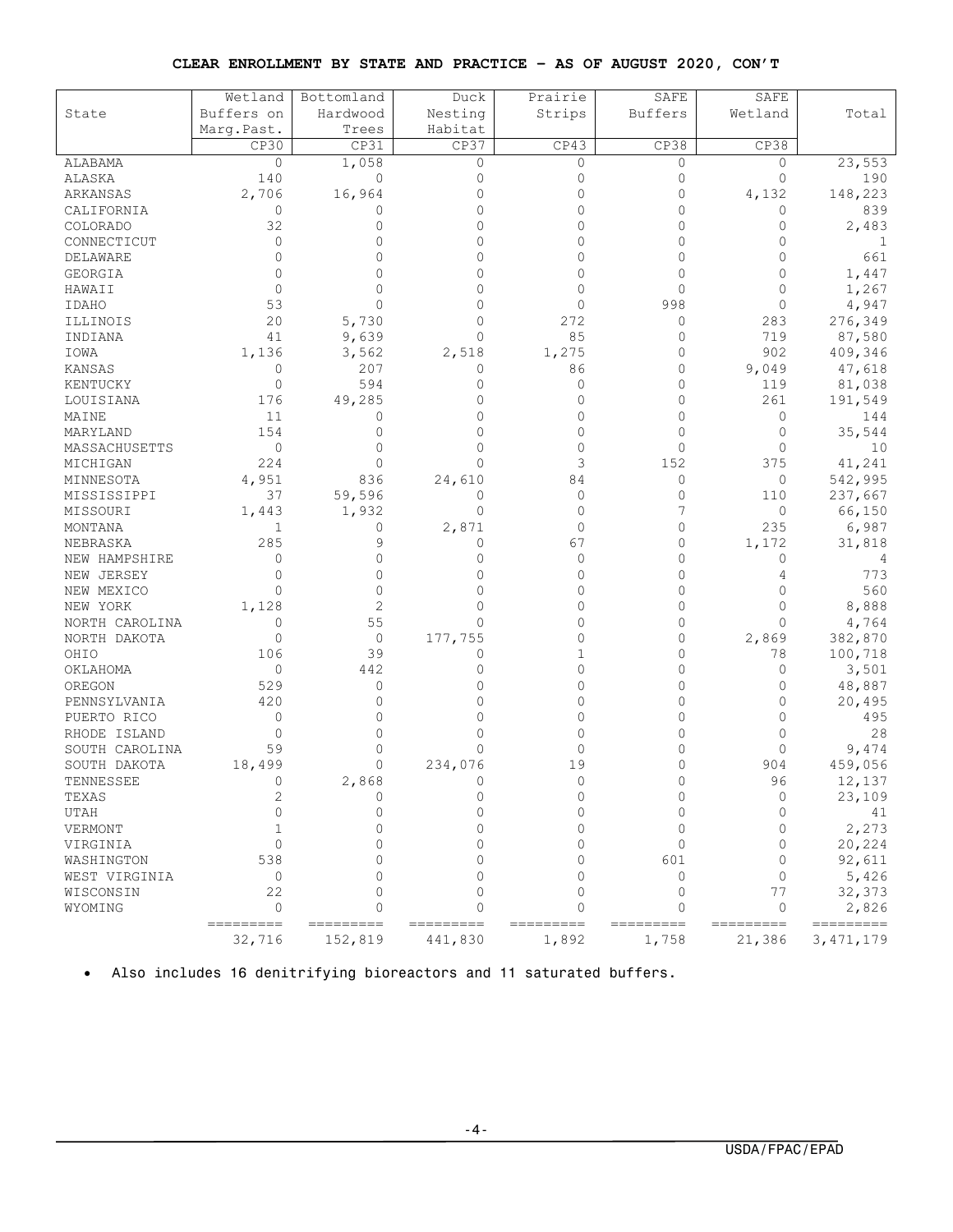**CLEAR ENROLLMENT BY STATE AND PRACTICE – AS OF AUGUST 2020, CON'T**

| State | Wetland Buffers on Marg.Past. | Bottomland Hardwood Trees | Duck Nesting Habitat | Prairie Strips | SAFE Buffers | SAFE Wetland | Total |
|---|---|---|---|---|---|---|---|
| | CP30 | CP31 | CP37 | CP43 | CP38 | CP38 | |
| ALABAMA | 0 | 1,058 | 0 | 0 | 0 | 0 | 23,553 |
| ALASKA | 140 | 0 | 0 | 0 | 0 | 0 | 190 |
| ARKANSAS | 2,706 | 16,964 | 0 | 0 | 0 | 4,132 | 148,223 |
| CALIFORNIA | 0 | 0 | 0 | 0 | 0 | 0 | 839 |
| COLORADO | 32 | 0 | 0 | 0 | 0 | 0 | 2,483 |
| CONNECTICUT | 0 | 0 | 0 | 0 | 0 | 0 | 1 |
| DELAWARE | 0 | 0 | 0 | 0 | 0 | 0 | 661 |
| GEORGIA | 0 | 0 | 0 | 0 | 0 | 0 | 1,447 |
| HAWAII | 0 | 0 | 0 | 0 | 0 | 0 | 1,267 |
| IDAHO | 53 | 0 | 0 | 0 | 998 | 0 | 4,947 |
| ILLINOIS | 20 | 5,730 | 0 | 272 | 0 | 283 | 276,349 |
| INDIANA | 41 | 9,639 | 0 | 85 | 0 | 719 | 87,580 |
| IOWA | 1,136 | 3,562 | 2,518 | 1,275 | 0 | 902 | 409,346 |
| KANSAS | 0 | 207 | 0 | 86 | 0 | 9,049 | 47,618 |
| KENTUCKY | 0 | 594 | 0 | 0 | 0 | 119 | 81,038 |
| LOUISIANA | 176 | 49,285 | 0 | 0 | 0 | 261 | 191,549 |
| MAINE | 11 | 0 | 0 | 0 | 0 | 0 | 144 |
| MARYLAND | 154 | 0 | 0 | 0 | 0 | 0 | 35,544 |
| MASSACHUSETTS | 0 | 0 | 0 | 0 | 0 | 0 | 10 |
| MICHIGAN | 224 | 0 | 0 | 3 | 152 | 375 | 41,241 |
| MINNESOTA | 4,951 | 836 | 24,610 | 84 | 0 | 0 | 542,995 |
| MISSISSIPPI | 37 | 59,596 | 0 | 0 | 0 | 110 | 237,667 |
| MISSOURI | 1,443 | 1,932 | 0 | 0 | 7 | 0 | 66,150 |
| MONTANA | 1 | 0 | 2,871 | 0 | 0 | 235 | 6,987 |
| NEBRASKA | 285 | 9 | 0 | 67 | 0 | 1,172 | 31,818 |
| NEW HAMPSHIRE | 0 | 0 | 0 | 0 | 0 | 0 | 4 |
| NEW JERSEY | 0 | 0 | 0 | 0 | 0 | 4 | 773 |
| NEW MEXICO | 0 | 0 | 0 | 0 | 0 | 0 | 560 |
| NEW YORK | 1,128 | 2 | 0 | 0 | 0 | 0 | 8,888 |
| NORTH CAROLINA | 0 | 55 | 0 | 0 | 0 | 0 | 4,764 |
| NORTH DAKOTA | 0 | 0 | 177,755 | 0 | 0 | 2,869 | 382,870 |
| OHIO | 106 | 39 | 0 | 1 | 0 | 78 | 100,718 |
| OKLAHOMA | 0 | 442 | 0 | 0 | 0 | 0 | 3,501 |
| OREGON | 529 | 0 | 0 | 0 | 0 | 0 | 48,887 |
| PENNSYLVANIA | 420 | 0 | 0 | 0 | 0 | 0 | 20,495 |
| PUERTO RICO | 0 | 0 | 0 | 0 | 0 | 0 | 495 |
| RHODE ISLAND | 0 | 0 | 0 | 0 | 0 | 0 | 28 |
| SOUTH CAROLINA | 59 | 0 | 0 | 0 | 0 | 0 | 9,474 |
| SOUTH DAKOTA | 18,499 | 0 | 234,076 | 19 | 0 | 904 | 459,056 |
| TENNESSEE | 0 | 2,868 | 0 | 0 | 0 | 96 | 12,137 |
| TEXAS | 2 | 0 | 0 | 0 | 0 | 0 | 23,109 |
| UTAH | 0 | 0 | 0 | 0 | 0 | 0 | 41 |
| VERMONT | 1 | 0 | 0 | 0 | 0 | 0 | 2,273 |
| VIRGINIA | 0 | 0 | 0 | 0 | 0 | 0 | 20,224 |
| WASHINGTON | 538 | 0 | 0 | 0 | 601 | 0 | 92,611 |
| WEST VIRGINIA | 0 | 0 | 0 | 0 | 0 | 0 | 5,426 |
| WISCONSIN | 22 | 0 | 0 | 0 | 0 | 77 | 32,373 |
| WYOMING | 0 | 0 | 0 | 0 | 0 | 0 | 2,826 |
| | 32,716 | 152,819 | 441,830 | 1,892 | 1,758 | 21,386 | 3,471,179 |

- Also includes 16 denitrifying bioreactors and 11 saturated buffers.

USDA/FPAC/EPAD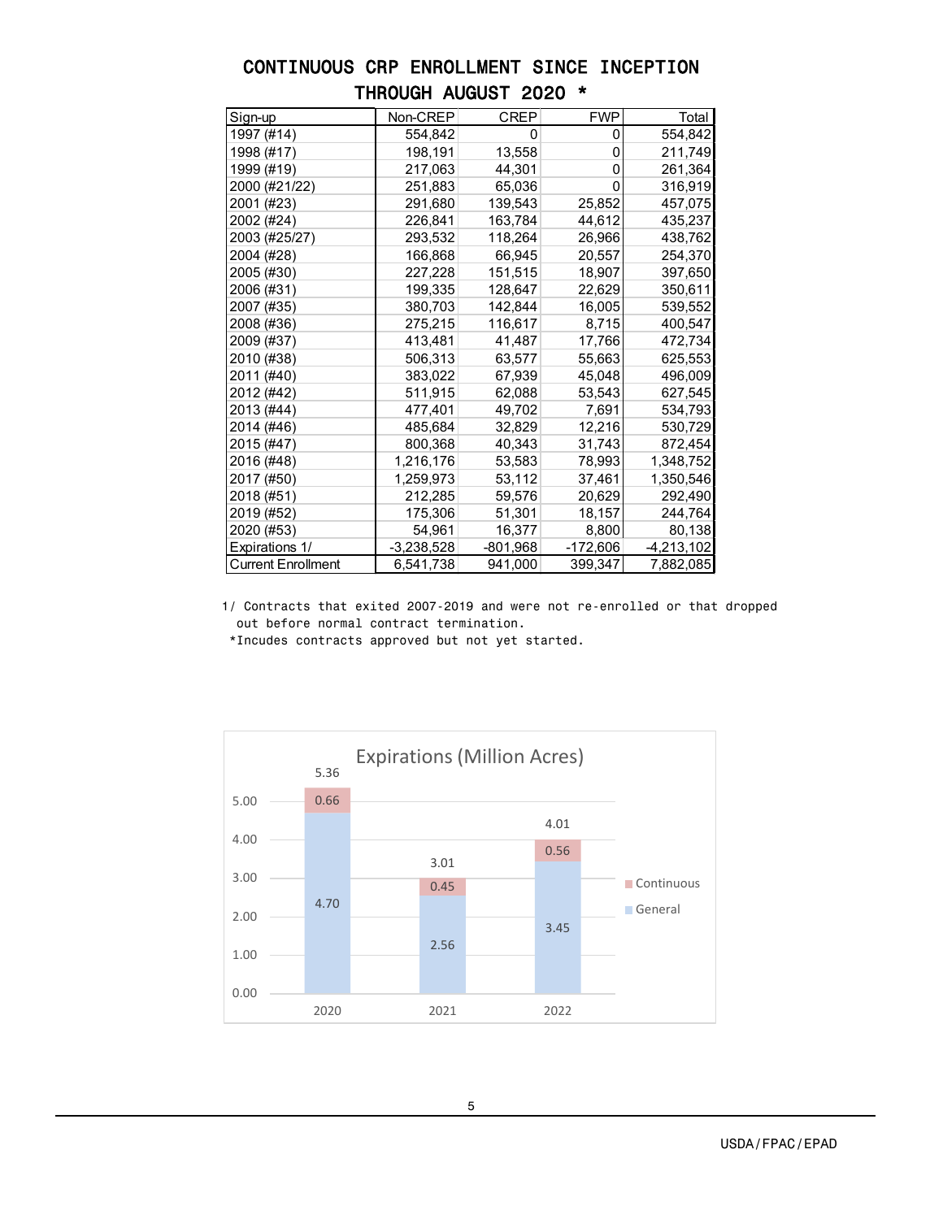## CONTINUOUS CRP ENROLLMENT SINCE INCEPTION THROUGH AUGUST 2020 *

| Sign-up | Non-CREP | CREP | FWP | Total |
|---|---|---|---|---|
| 1997 (#14) | 554,842 | 0 | 0 | 554,842 |
| 1998 (#17) | 198,191 | 13,558 | 0 | 211,749 |
| 1999 (#19) | 217,063 | 44,301 | 0 | 261,364 |
| 2000 (#21/22) | 251,883 | 65,036 | 0 | 316,919 |
| 2001 (#23) | 291,680 | 139,543 | 25,852 | 457,075 |
| 2002 (#24) | 226,841 | 163,784 | 44,612 | 435,237 |
| 2003 (#25/27) | 293,532 | 118,264 | 26,966 | 438,762 |
| 2004 (#28) | 166,868 | 66,945 | 20,557 | 254,370 |
| 2005 (#30) | 227,228 | 151,515 | 18,907 | 397,650 |
| 2006 (#31) | 199,335 | 128,647 | 22,629 | 350,611 |
| 2007 (#35) | 380,703 | 142,844 | 16,005 | 539,552 |
| 2008 (#36) | 275,215 | 116,617 | 8,715 | 400,547 |
| 2009 (#37) | 413,481 | 41,487 | 17,766 | 472,734 |
| 2010 (#38) | 506,313 | 63,577 | 55,663 | 625,553 |
| 2011 (#40) | 383,022 | 67,939 | 45,048 | 496,009 |
| 2012 (#42) | 511,915 | 62,088 | 53,543 | 627,545 |
| 2013 (#44) | 477,401 | 49,702 | 7,691 | 534,793 |
| 2014 (#46) | 485,684 | 32,829 | 12,216 | 530,729 |
| 2015 (#47) | 800,368 | 40,343 | 31,743 | 872,454 |
| 2016 (#48) | 1,216,176 | 53,583 | 78,993 | 1,348,752 |
| 2017 (#50) | 1,259,973 | 53,112 | 37,461 | 1,350,546 |
| 2018 (#51) | 212,285 | 59,576 | 20,629 | 292,490 |
| 2019 (#52) | 175,306 | 51,301 | 18,157 | 244,764 |
| 2020 (#53) | 54,961 | 16,377 | 8,800 | 80,138 |
| Expirations 1/ | -3,238,528 | -801,968 | -172,606 | -4,213,102 |
| Current Enrollment | 6,541,738 | 941,000 | 399,347 | 7,882,085 |

1/ Contracts that exited 2007-2019 and were not re-enrolled or that dropped out before normal contract termination.

*Incudes contracts approved but not yet started.

**Expirations (Million Acres)**

| Year | General | Continuous | Total |
|---|---|---|---|
| 2020 | 4.70 | 0.66 | 5.36 |
| 2021 | 2.56 | 0.45 | 3.01 |
| 2022 | 3.45 | 0.56 | 4.01 |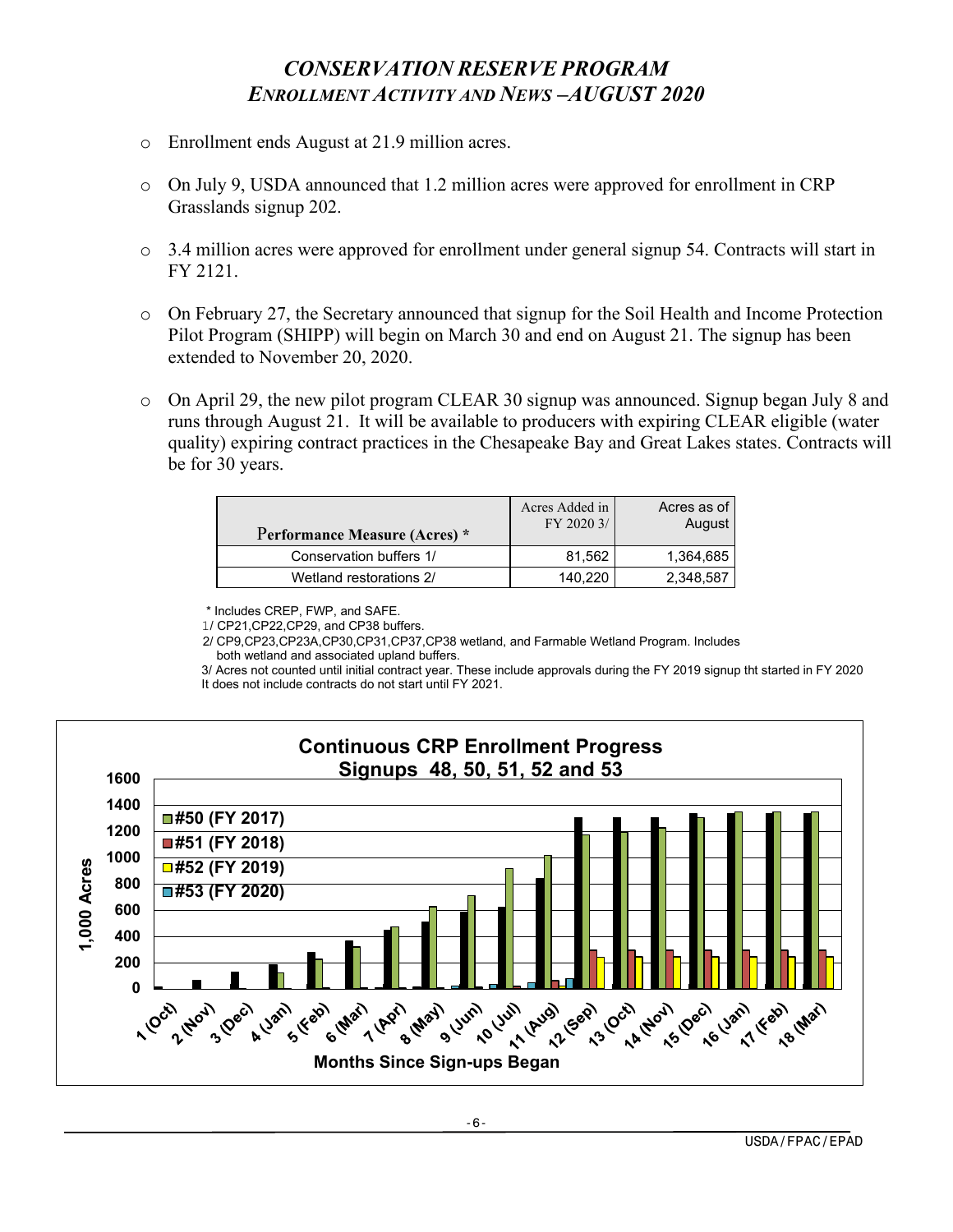# *CONSERVATION RESERVE PROGRAM*
## *ENROLLMENT ACTIVITY AND NEWS –AUGUST 2020*

- Enrollment ends August at 21.9 million acres.
- On July 9, USDA announced that 1.2 million acres were approved for enrollment in CRP Grasslands signup 202.
- 3.4 million acres were approved for enrollment under general signup 54. Contracts will start in FY 2121.
- On February 27, the Secretary announced that signup for the Soil Health and Income Protection Pilot Program (SHIPP) will begin on March 30 and end on August 21. The signup has been extended to November 20, 2020.
- On April 29, the new pilot program CLEAR 30 signup was announced. Signup began July 8 and runs through August 21. It will be available to producers with expiring CLEAR eligible (water quality) expiring contract practices in the Chesapeake Bay and Great Lakes states. Contracts will be for 30 years.

| Performance Measure (Acres) * | Acres Added in FY 2020 3/ | Acres as of August |
|---|---|---|
| Conservation buffers 1/ | 81,562 | 1,364,685 |
| Wetland restorations 2/ | 140,220 | 2,348,587 |

\* Includes CREP, FWP, and SAFE.
1/ CP21,CP22,CP29, and CP38 buffers.
2/ CP9,CP23,CP23A,CP30,CP31,CP37,CP38 wetland, and Farmable Wetland Program. Includes both wetland and associated upland buffers.
3/ Acres not counted until initial contract year. These include approvals during the FY 2019 signup tht started in FY 2020 It does not include contracts do not start until FY 2021.

**Continuous CRP Enrollment Progress**
**Signups 48, 50, 51, 52 and 53**

Legend: #50 (FY 2017), #51 (FY 2018), #52 (FY 2019), #53 (FY 2020)

Y-axis: 1,000 Acres (0–1600)

X-axis: Months Since Sign-ups Began — 1 (Oct), 2 (Nov), 3 (Dec), 4 (Jan), 5 (Feb), 6 (Mar), 7 (Apr), 8 (May), 9 (Jun), 10 (Jul), 11 (Aug), 12 (Sep), 13 (Oct), 14 (Nov), 15 (Dec), 16 (Jan), 17 (Feb), 18 (Mar)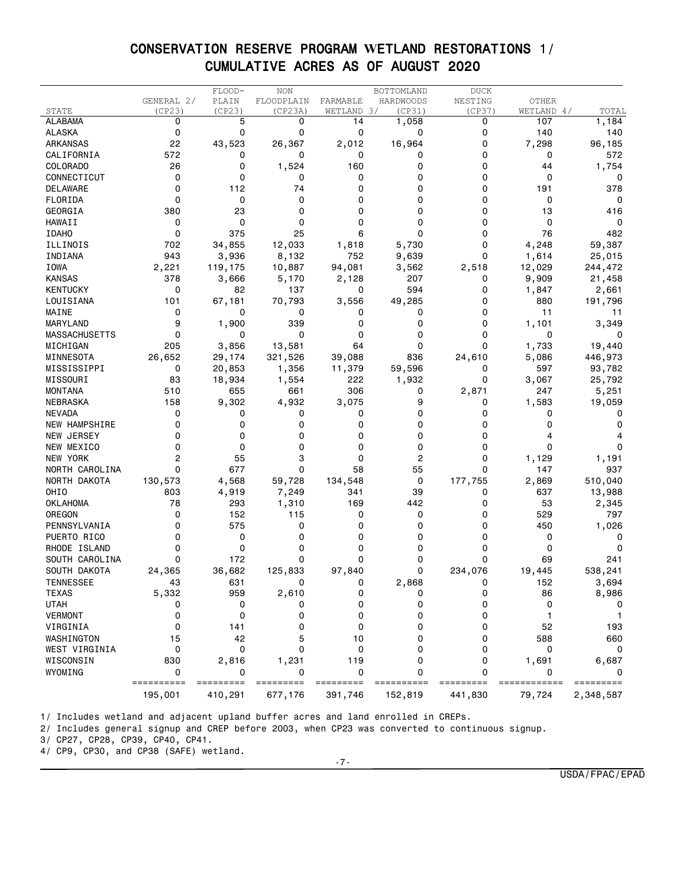# CONSERVATION RESERVE PROGRAM WETLAND RESTORATIONS 1/
## CUMULATIVE ACRES AS OF AUGUST 2020

| STATE | GENERAL 2/ (CP23) | FLOOD-PLAIN (CP23) | NON FLOODPLAIN (CP23A) | FARMABLE WETLAND 3/ | BOTTOMLAND HARDWOODS (CP31) | DUCK NESTING (CP37) | OTHER WETLAND 4/ | TOTAL |
|---|---|---|---|---|---|---|---|---|
| ALABAMA | 0 | 5 | 0 | 14 | 1,058 | 0 | 107 | 1,184 |
| ALASKA | 0 | 0 | 0 | 0 | 0 | 0 | 140 | 140 |
| ARKANSAS | 22 | 43,523 | 26,367 | 2,012 | 16,964 | 0 | 7,298 | 96,185 |
| CALIFORNIA | 572 | 0 | 0 | 0 | 0 | 0 | 0 | 572 |
| COLORADO | 26 | 0 | 1,524 | 160 | 0 | 0 | 44 | 1,754 |
| CONNECTICUT | 0 | 0 | 0 | 0 | 0 | 0 | 0 | 0 |
| DELAWARE | 0 | 112 | 74 | 0 | 0 | 0 | 191 | 378 |
| FLORIDA | 0 | 0 | 0 | 0 | 0 | 0 | 0 | 0 |
| GEORGIA | 380 | 23 | 0 | 0 | 0 | 0 | 13 | 416 |
| HAWAII | 0 | 0 | 0 | 0 | 0 | 0 | 0 | 0 |
| IDAHO | 0 | 375 | 25 | 6 | 0 | 0 | 76 | 482 |
| ILLINOIS | 702 | 34,855 | 12,033 | 1,818 | 5,730 | 0 | 4,248 | 59,387 |
| INDIANA | 943 | 3,936 | 8,132 | 752 | 9,639 | 0 | 1,614 | 25,015 |
| IOWA | 2,221 | 119,175 | 10,887 | 94,081 | 3,562 | 2,518 | 12,029 | 244,472 |
| KANSAS | 378 | 3,666 | 5,170 | 2,128 | 207 | 0 | 9,909 | 21,458 |
| KENTUCKY | 0 | 82 | 137 | 0 | 594 | 0 | 1,847 | 2,661 |
| LOUISIANA | 101 | 67,181 | 70,793 | 3,556 | 49,285 | 0 | 880 | 191,796 |
| MAINE | 0 | 0 | 0 | 0 | 0 | 0 | 11 | 11 |
| MARYLAND | 9 | 1,900 | 339 | 0 | 0 | 0 | 1,101 | 3,349 |
| MASSACHUSETTS | 0 | 0 | 0 | 0 | 0 | 0 | 0 | 0 |
| MICHIGAN | 205 | 3,856 | 13,581 | 64 | 0 | 0 | 1,733 | 19,440 |
| MINNESOTA | 26,652 | 29,174 | 321,526 | 39,088 | 836 | 24,610 | 5,086 | 446,973 |
| MISSISSIPPI | 0 | 20,853 | 1,356 | 11,379 | 59,596 | 0 | 597 | 93,782 |
| MISSOURI | 83 | 18,934 | 1,554 | 222 | 1,932 | 0 | 3,067 | 25,792 |
| MONTANA | 510 | 655 | 661 | 306 | 0 | 2,871 | 247 | 5,251 |
| NEBRASKA | 158 | 9,302 | 4,932 | 3,075 | 9 | 0 | 1,583 | 19,059 |
| NEVADA | 0 | 0 | 0 | 0 | 0 | 0 | 0 | 0 |
| NEW HAMPSHIRE | 0 | 0 | 0 | 0 | 0 | 0 | 0 | 0 |
| NEW JERSEY | 0 | 0 | 0 | 0 | 0 | 0 | 4 | 4 |
| NEW MEXICO | 0 | 0 | 0 | 0 | 0 | 0 | 0 | 0 |
| NEW YORK | 2 | 55 | 3 | 0 | 2 | 0 | 1,129 | 1,191 |
| NORTH CAROLINA | 0 | 677 | 0 | 58 | 55 | 0 | 147 | 937 |
| NORTH DAKOTA | 130,573 | 4,568 | 59,728 | 134,548 | 0 | 177,755 | 2,869 | 510,040 |
| OHIO | 803 | 4,919 | 7,249 | 341 | 39 | 0 | 637 | 13,988 |
| OKLAHOMA | 78 | 293 | 1,310 | 169 | 442 | 0 | 53 | 2,345 |
| OREGON | 0 | 152 | 115 | 0 | 0 | 0 | 529 | 797 |
| PENNSYLVANIA | 0 | 575 | 0 | 0 | 0 | 0 | 450 | 1,026 |
| PUERTO RICO | 0 | 0 | 0 | 0 | 0 | 0 | 0 | 0 |
| RHODE ISLAND | 0 | 0 | 0 | 0 | 0 | 0 | 0 | 0 |
| SOUTH CAROLINA | 0 | 172 | 0 | 0 | 0 | 0 | 69 | 241 |
| SOUTH DAKOTA | 24,365 | 36,682 | 125,833 | 97,840 | 0 | 234,076 | 19,445 | 538,241 |
| TENNESSEE | 43 | 631 | 0 | 0 | 2,868 | 0 | 152 | 3,694 |
| TEXAS | 5,332 | 959 | 2,610 | 0 | 0 | 0 | 86 | 8,986 |
| UTAH | 0 | 0 | 0 | 0 | 0 | 0 | 0 | 0 |
| VERMONT | 0 | 0 | 0 | 0 | 0 | 0 | 1 | 1 |
| VIRGINIA | 0 | 141 | 0 | 0 | 0 | 0 | 52 | 193 |
| WASHINGTON | 15 | 42 | 5 | 10 | 0 | 0 | 588 | 660 |
| WEST VIRGINIA | 0 | 0 | 0 | 0 | 0 | 0 | 0 | 0 |
| WISCONSIN | 830 | 2,816 | 1,231 | 119 | 0 | 0 | 1,691 | 6,687 |
| WYOMING | 0 | 0 | 0 | 0 | 0 | 0 | 0 | 0 |
| | 195,001 | 410,291 | 677,176 | 391,746 | 152,819 | 441,830 | 79,724 | 2,348,587 |

1/ Includes wetland and adjacent upland buffer acres and land enrolled in CREPs.

2/ Includes general signup and CREP before 2003, when CP23 was converted to continuous signup.

3/ CP27, CP28, CP39, CP40, CP41.

4/ CP9, CP30, and CP38 (SAFE) wetland.

USDA/FPAC/EPAD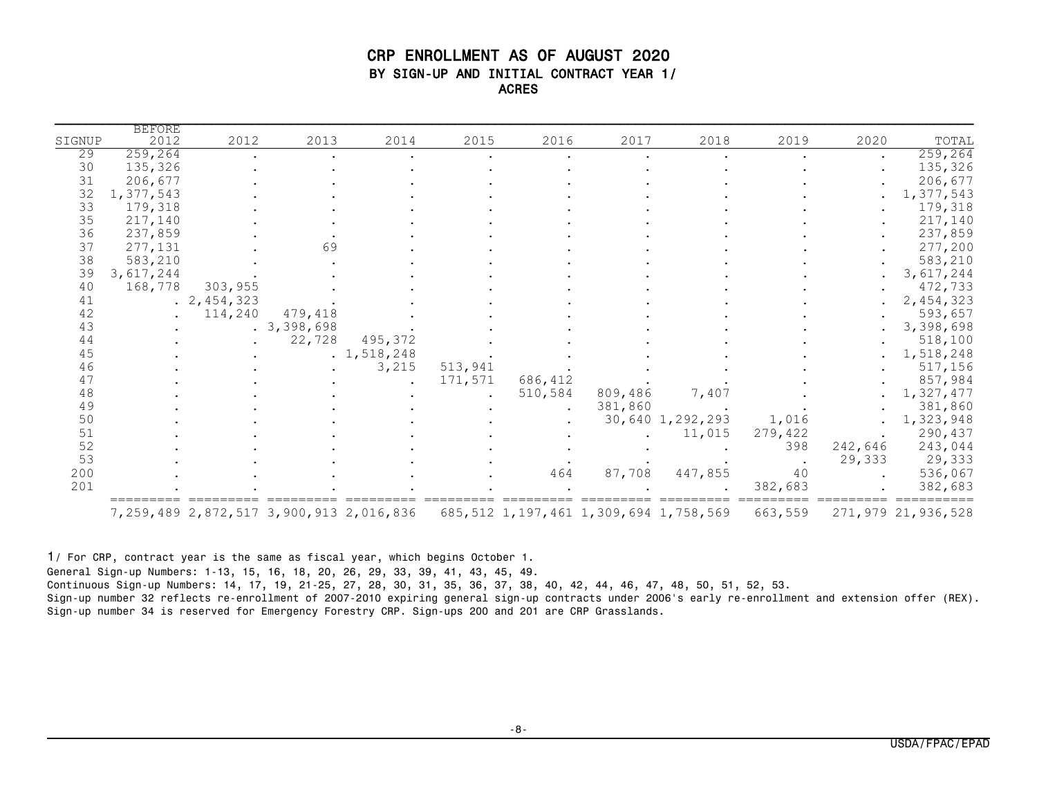# CRP ENROLLMENT AS OF AUGUST 2020

## BY SIGN-UP AND INITIAL CONTRACT YEAR 1/

### ACRES

| SIGNUP | BEFORE 2012 | 2012 | 2013 | 2014 | 2015 | 2016 | 2017 | 2018 | 2019 | 2020 | TOTAL |
|---|---|---|---|---|---|---|---|---|---|---|---|
| 29 | 259,264 | . | . | . | . | . | . | . | . | . | 259,264 |
| 30 | 135,326 | . | . | . | . | . | . | . | . | . | 135,326 |
| 31 | 206,677 | . | . | . | . | . | . | . | . | . | 206,677 |
| 32 | 1,377,543 | . | . | . | . | . | . | . | . | . | 1,377,543 |
| 33 | 179,318 | . | . | . | . | . | . | . | . | . | 179,318 |
| 35 | 217,140 | . | . | . | . | . | . | . | . | . | 217,140 |
| 36 | 237,859 | . | . | . | . | . | . | . | . | . | 237,859 |
| 37 | 277,131 | . | 69 | . | . | . | . | . | . | . | 277,200 |
| 38 | 583,210 | . | . | . | . | . | . | . | . | . | 583,210 |
| 39 | 3,617,244 | . | . | . | . | . | . | . | . | . | 3,617,244 |
| 40 | 168,778 | 303,955 | . | . | . | . | . | . | . | . | 472,733 |
| 41 | . | 2,454,323 | . | . | . | . | . | . | . | . | 2,454,323 |
| 42 | . | 114,240 | 479,418 | . | . | . | . | . | . | . | 593,657 |
| 43 | . | . | 3,398,698 | . | . | . | . | . | . | . | 3,398,698 |
| 44 | . | . | 22,728 | 495,372 | . | . | . | . | . | . | 518,100 |
| 45 | . | . | . | 1,518,248 | . | . | . | . | . | . | 1,518,248 |
| 46 | . | . | . | 3,215 | 513,941 | . | . | . | . | . | 517,156 |
| 47 | . | . | . | . | 171,571 | 686,412 | . | . | . | . | 857,984 |
| 48 | . | . | . | . | . | 510,584 | 809,486 | 7,407 | . | . | 1,327,477 |
| 49 | . | . | . | . | . | . | 381,860 | . | . | . | 381,860 |
| 50 | . | . | . | . | . | . | 30,640 | 1,292,293 | 1,016 | . | 1,323,948 |
| 51 | . | . | . | . | . | . | . | 11,015 | 279,422 | . | 290,437 |
| 52 | . | . | . | . | . | . | . | . | 398 | 242,646 | 243,044 |
| 53 | . | . | . | . | . | . | . | . | . | 29,333 | 29,333 |
| 200 | . | . | . | . | . | 464 | 87,708 | 447,855 | 40 | . | 536,067 |
| 201 | . | . | . | . | . | . | . | . | 382,683 | . | 382,683 |
| | 7,259,489 | 2,872,517 | 3,900,913 | 2,016,836 | 685,512 | 1,197,461 | 1,309,694 | 1,758,569 | 663,559 | 271,979 | 21,936,528 |

1/ For CRP, contract year is the same as fiscal year, which begins October 1.

General Sign-up Numbers: 1-13, 15, 16, 18, 20, 26, 29, 33, 39, 41, 43, 45, 49.

Continuous Sign-up Numbers: 14, 17, 19, 21-25, 27, 28, 30, 31, 35, 36, 37, 38, 40, 42, 44, 46, 47, 48, 50, 51, 52, 53.

Sign-up number 32 reflects re-enrollment of 2007-2010 expiring general sign-up contracts under 2006's early re-enrollment and extension offer (REX).

Sign-up number 34 is reserved for Emergency Forestry CRP. Sign-ups 200 and 201 are CRP Grasslands.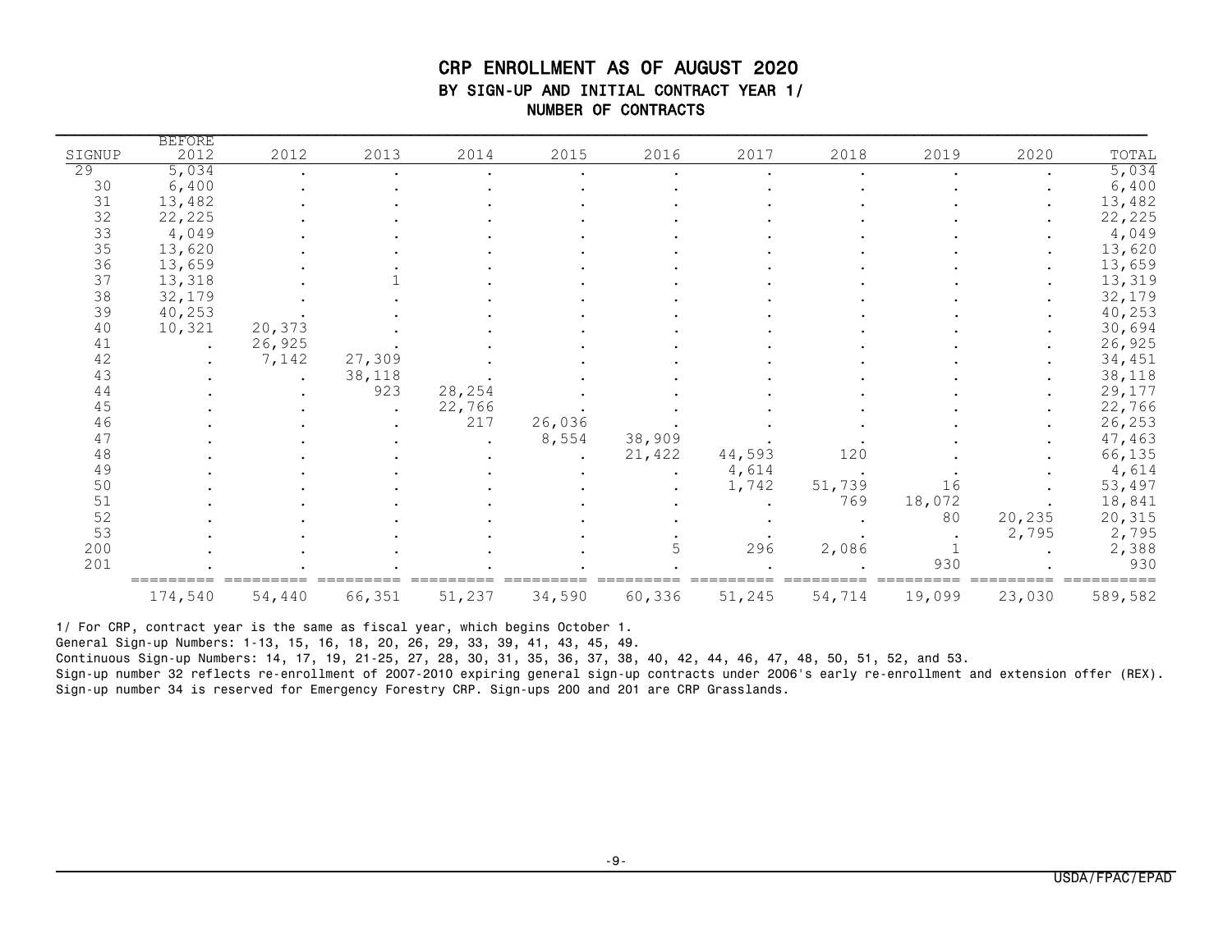# CRP ENROLLMENT AS OF AUGUST 2020

## BY SIGN-UP AND INITIAL CONTRACT YEAR 1/

### NUMBER OF CONTRACTS

| SIGNUP | BEFORE 2012 | 2012 | 2013 | 2014 | 2015 | 2016 | 2017 | 2018 | 2019 | 2020 | TOTAL |
|---|---|---|---|---|---|---|---|---|---|---|---|
| 29 | 5,034 | . | . | . | . | . | . | . | . | . | 5,034 |
| 30 | 6,400 | . | . | . | . | . | . | . | . | . | 6,400 |
| 31 | 13,482 | . | . | . | . | . | . | . | . | . | 13,482 |
| 32 | 22,225 | . | . | . | . | . | . | . | . | . | 22,225 |
| 33 | 4,049 | . | . | . | . | . | . | . | . | . | 4,049 |
| 35 | 13,620 | . | . | . | . | . | . | . | . | . | 13,620 |
| 36 | 13,659 | . | . | . | . | . | . | . | . | . | 13,659 |
| 37 | 13,318 | . | 1 | . | . | . | . | . | . | . | 13,319 |
| 38 | 32,179 | . | . | . | . | . | . | . | . | . | 32,179 |
| 39 | 40,253 | . | . | . | . | . | . | . | . | . | 40,253 |
| 40 | 10,321 | 20,373 | . | . | . | . | . | . | . | . | 30,694 |
| 41 | . | 26,925 | . | . | . | . | . | . | . | . | 26,925 |
| 42 | . | 7,142 | 27,309 | . | . | . | . | . | . | . | 34,451 |
| 43 | . | . | 38,118 | . | . | . | . | . | . | . | 38,118 |
| 44 | . | . | 923 | 28,254 | . | . | . | . | . | . | 29,177 |
| 45 | . | . | . | 22,766 | . | . | . | . | . | . | 22,766 |
| 46 | . | . | . | 217 | 26,036 | . | . | . | . | . | 26,253 |
| 47 | . | . | . | . | 8,554 | 38,909 | . | . | . | . | 47,463 |
| 48 | . | . | . | . | . | 21,422 | 44,593 | 120 | . | . | 66,135 |
| 49 | . | . | . | . | . | . | 4,614 | . | . | . | 4,614 |
| 50 | . | . | . | . | . | . | 1,742 | 51,739 | 16 | . | 53,497 |
| 51 | . | . | . | . | . | . | . | 769 | 18,072 | . | 18,841 |
| 52 | . | . | . | . | . | . | . | . | 80 | 20,235 | 20,315 |
| 53 | . | . | . | . | . | . | . | . | . | 2,795 | 2,795 |
| 200 | . | . | . | . | . | 5 | 296 | 2,086 | 1 | . | 2,388 |
| 201 | . | . | . | . | . | . | . | . | 930 | . | 930 |
| | 174,540 | 54,440 | 66,351 | 51,237 | 34,590 | 60,336 | 51,245 | 54,714 | 19,099 | 23,030 | 589,582 |

1/ For CRP, contract year is the same as fiscal year, which begins October 1.

General Sign-up Numbers: 1-13, 15, 16, 18, 20, 26, 29, 33, 39, 41, 43, 45, 49.

Continuous Sign-up Numbers: 14, 17, 19, 21-25, 27, 28, 30, 31, 35, 36, 37, 38, 40, 42, 44, 46, 47, 48, 50, 51, 52, and 53.

Sign-up number 32 reflects re-enrollment of 2007-2010 expiring general sign-up contracts under 2006's early re-enrollment and extension offer (REX).

Sign-up number 34 is reserved for Emergency Forestry CRP. Sign-ups 200 and 201 are CRP Grasslands.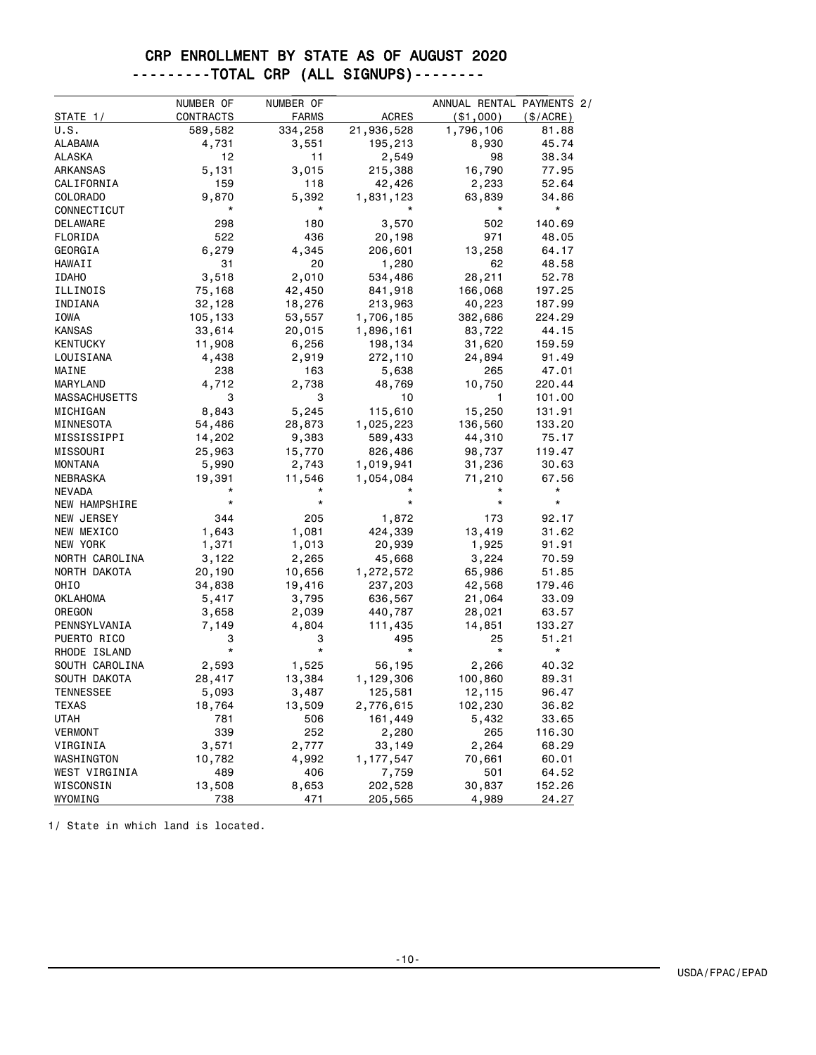# CRP ENROLLMENT BY STATE AS OF AUGUST 2020

## ---------TOTAL CRP (ALL SIGNUPS)--------

| STATE 1/ | NUMBER OF CONTRACTS | NUMBER OF FARMS | ACRES | ANNUAL RENTAL PAYMENTS 2/ ($1,000) | ($/ACRE) |
|---|---|---|---|---|---|
| U.S. | 589,582 | 334,258 | 21,936,528 | 1,796,106 | 81.88 |
| ALABAMA | 4,731 | 3,551 | 195,213 | 8,930 | 45.74 |
| ALASKA | 12 | 11 | 2,549 | 98 | 38.34 |
| ARKANSAS | 5,131 | 3,015 | 215,388 | 16,790 | 77.95 |
| CALIFORNIA | 159 | 118 | 42,426 | 2,233 | 52.64 |
| COLORADO | 9,870 | 5,392 | 1,831,123 | 63,839 | 34.86 |
| CONNECTICUT | * | * | * | * | * |
| DELAWARE | 298 | 180 | 3,570 | 502 | 140.69 |
| FLORIDA | 522 | 436 | 20,198 | 971 | 48.05 |
| GEORGIA | 6,279 | 4,345 | 206,601 | 13,258 | 64.17 |
| HAWAII | 31 | 20 | 1,280 | 62 | 48.58 |
| IDAHO | 3,518 | 2,010 | 534,486 | 28,211 | 52.78 |
| ILLINOIS | 75,168 | 42,450 | 841,918 | 166,068 | 197.25 |
| INDIANA | 32,128 | 18,276 | 213,963 | 40,223 | 187.99 |
| IOWA | 105,133 | 53,557 | 1,706,185 | 382,686 | 224.29 |
| KANSAS | 33,614 | 20,015 | 1,896,161 | 83,722 | 44.15 |
| KENTUCKY | 11,908 | 6,256 | 198,134 | 31,620 | 159.59 |
| LOUISIANA | 4,438 | 2,919 | 272,110 | 24,894 | 91.49 |
| MAINE | 238 | 163 | 5,638 | 265 | 47.01 |
| MARYLAND | 4,712 | 2,738 | 48,769 | 10,750 | 220.44 |
| MASSACHUSETTS | 3 | 3 | 10 | 1 | 101.00 |
| MICHIGAN | 8,843 | 5,245 | 115,610 | 15,250 | 131.91 |
| MINNESOTA | 54,486 | 28,873 | 1,025,223 | 136,560 | 133.20 |
| MISSISSIPPI | 14,202 | 9,383 | 589,433 | 44,310 | 75.17 |
| MISSOURI | 25,963 | 15,770 | 826,486 | 98,737 | 119.47 |
| MONTANA | 5,990 | 2,743 | 1,019,941 | 31,236 | 30.63 |
| NEBRASKA | 19,391 | 11,546 | 1,054,084 | 71,210 | 67.56 |
| NEVADA | * | * | * | * | * |
| NEW HAMPSHIRE | * | * | * | * | * |
| NEW JERSEY | 344 | 205 | 1,872 | 173 | 92.17 |
| NEW MEXICO | 1,643 | 1,081 | 424,339 | 13,419 | 31.62 |
| NEW YORK | 1,371 | 1,013 | 20,939 | 1,925 | 91.91 |
| NORTH CAROLINA | 3,122 | 2,265 | 45,668 | 3,224 | 70.59 |
| NORTH DAKOTA | 20,190 | 10,656 | 1,272,572 | 65,986 | 51.85 |
| OHIO | 34,838 | 19,416 | 237,203 | 42,568 | 179.46 |
| OKLAHOMA | 5,417 | 3,795 | 636,567 | 21,064 | 33.09 |
| OREGON | 3,658 | 2,039 | 440,787 | 28,021 | 63.57 |
| PENNSYLVANIA | 7,149 | 4,804 | 111,435 | 14,851 | 133.27 |
| PUERTO RICO | 3 | 3 | 495 | 25 | 51.21 |
| RHODE ISLAND | * | * | * | * | * |
| SOUTH CAROLINA | 2,593 | 1,525 | 56,195 | 2,266 | 40.32 |
| SOUTH DAKOTA | 28,417 | 13,384 | 1,129,306 | 100,860 | 89.31 |
| TENNESSEE | 5,093 | 3,487 | 125,581 | 12,115 | 96.47 |
| TEXAS | 18,764 | 13,509 | 2,776,615 | 102,230 | 36.82 |
| UTAH | 781 | 506 | 161,449 | 5,432 | 33.65 |
| VERMONT | 339 | 252 | 2,280 | 265 | 116.30 |
| VIRGINIA | 3,571 | 2,777 | 33,149 | 2,264 | 68.29 |
| WASHINGTON | 10,782 | 4,992 | 1,177,547 | 70,661 | 60.01 |
| WEST VIRGINIA | 489 | 406 | 7,759 | 501 | 64.52 |
| WISCONSIN | 13,508 | 8,653 | 202,528 | 30,837 | 152.26 |
| WYOMING | 738 | 471 | 205,565 | 4,989 | 24.27 |

1/ State in which land is located.

USDA/FPAC/EPAD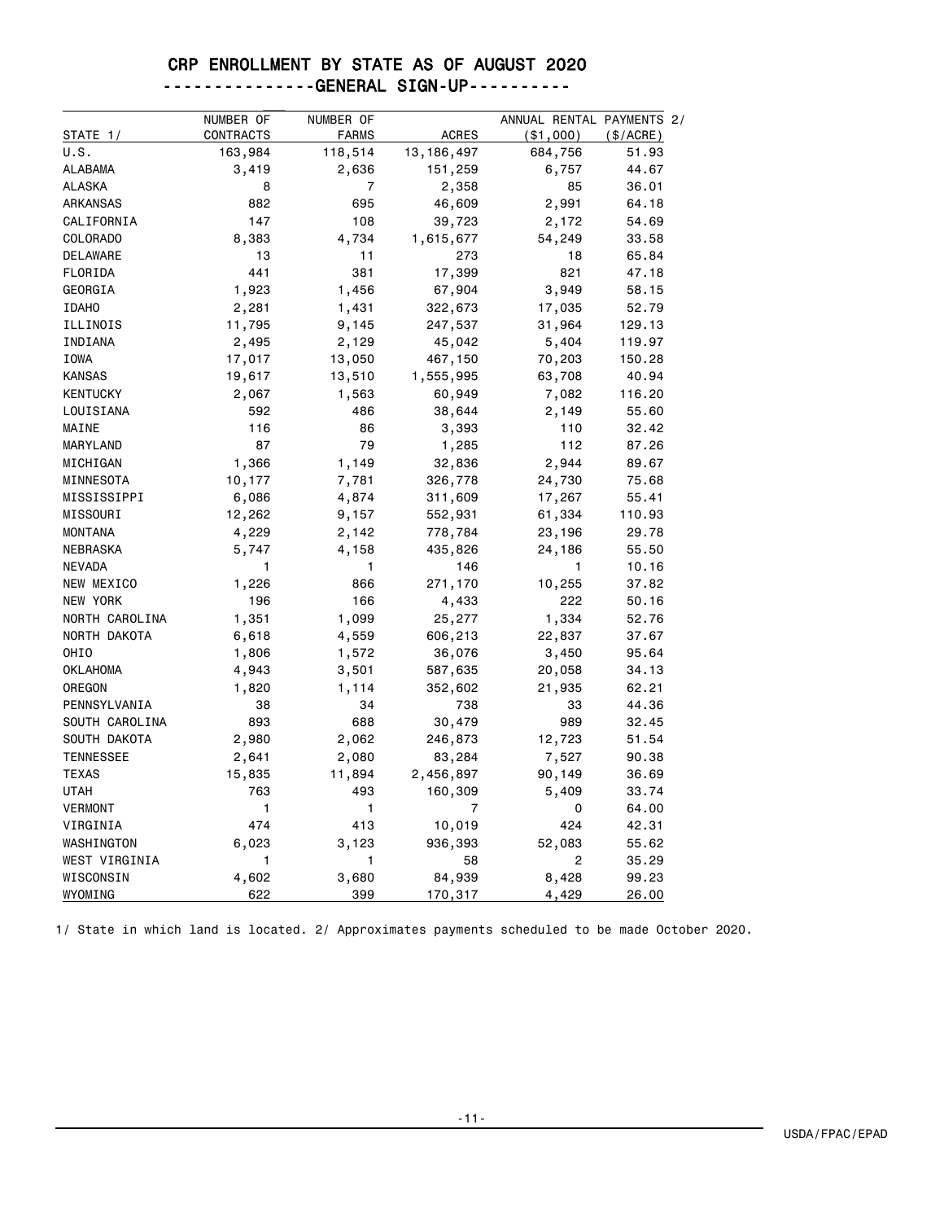# CRP ENROLLMENT BY STATE AS OF AUGUST 2020

## ---------------GENERAL SIGN-UP----------

| STATE 1/ | NUMBER OF CONTRACTS | NUMBER OF FARMS | ACRES | ANNUAL RENTAL PAYMENTS 2/ ($1,000) | ($/ACRE) |
|---|---|---|---|---|---|
| U.S. | 163,984 | 118,514 | 13,186,497 | 684,756 | 51.93 |
| ALABAMA | 3,419 | 2,636 | 151,259 | 6,757 | 44.67 |
| ALASKA | 8 | 7 | 2,358 | 85 | 36.01 |
| ARKANSAS | 882 | 695 | 46,609 | 2,991 | 64.18 |
| CALIFORNIA | 147 | 108 | 39,723 | 2,172 | 54.69 |
| COLORADO | 8,383 | 4,734 | 1,615,677 | 54,249 | 33.58 |
| DELAWARE | 13 | 11 | 273 | 18 | 65.84 |
| FLORIDA | 441 | 381 | 17,399 | 821 | 47.18 |
| GEORGIA | 1,923 | 1,456 | 67,904 | 3,949 | 58.15 |
| IDAHO | 2,281 | 1,431 | 322,673 | 17,035 | 52.79 |
| ILLINOIS | 11,795 | 9,145 | 247,537 | 31,964 | 129.13 |
| INDIANA | 2,495 | 2,129 | 45,042 | 5,404 | 119.97 |
| IOWA | 17,017 | 13,050 | 467,150 | 70,203 | 150.28 |
| KANSAS | 19,617 | 13,510 | 1,555,995 | 63,708 | 40.94 |
| KENTUCKY | 2,067 | 1,563 | 60,949 | 7,082 | 116.20 |
| LOUISIANA | 592 | 486 | 38,644 | 2,149 | 55.60 |
| MAINE | 116 | 86 | 3,393 | 110 | 32.42 |
| MARYLAND | 87 | 79 | 1,285 | 112 | 87.26 |
| MICHIGAN | 1,366 | 1,149 | 32,836 | 2,944 | 89.67 |
| MINNESOTA | 10,177 | 7,781 | 326,778 | 24,730 | 75.68 |
| MISSISSIPPI | 6,086 | 4,874 | 311,609 | 17,267 | 55.41 |
| MISSOURI | 12,262 | 9,157 | 552,931 | 61,334 | 110.93 |
| MONTANA | 4,229 | 2,142 | 778,784 | 23,196 | 29.78 |
| NEBRASKA | 5,747 | 4,158 | 435,826 | 24,186 | 55.50 |
| NEVADA | 1 | 1 | 146 | 1 | 10.16 |
| NEW MEXICO | 1,226 | 866 | 271,170 | 10,255 | 37.82 |
| NEW YORK | 196 | 166 | 4,433 | 222 | 50.16 |
| NORTH CAROLINA | 1,351 | 1,099 | 25,277 | 1,334 | 52.76 |
| NORTH DAKOTA | 6,618 | 4,559 | 606,213 | 22,837 | 37.67 |
| OHIO | 1,806 | 1,572 | 36,076 | 3,450 | 95.64 |
| OKLAHOMA | 4,943 | 3,501 | 587,635 | 20,058 | 34.13 |
| OREGON | 1,820 | 1,114 | 352,602 | 21,935 | 62.21 |
| PENNSYLVANIA | 38 | 34 | 738 | 33 | 44.36 |
| SOUTH CAROLINA | 893 | 688 | 30,479 | 989 | 32.45 |
| SOUTH DAKOTA | 2,980 | 2,062 | 246,873 | 12,723 | 51.54 |
| TENNESSEE | 2,641 | 2,080 | 83,284 | 7,527 | 90.38 |
| TEXAS | 15,835 | 11,894 | 2,456,897 | 90,149 | 36.69 |
| UTAH | 763 | 493 | 160,309 | 5,409 | 33.74 |
| VERMONT | 1 | 1 | 7 | 0 | 64.00 |
| VIRGINIA | 474 | 413 | 10,019 | 424 | 42.31 |
| WASHINGTON | 6,023 | 3,123 | 936,393 | 52,083 | 55.62 |
| WEST VIRGINIA | 1 | 1 | 58 | 2 | 35.29 |
| WISCONSIN | 4,602 | 3,680 | 84,939 | 8,428 | 99.23 |
| WYOMING | 622 | 399 | 170,317 | 4,429 | 26.00 |

1/ State in which land is located. 2/ Approximates payments scheduled to be made October 2020.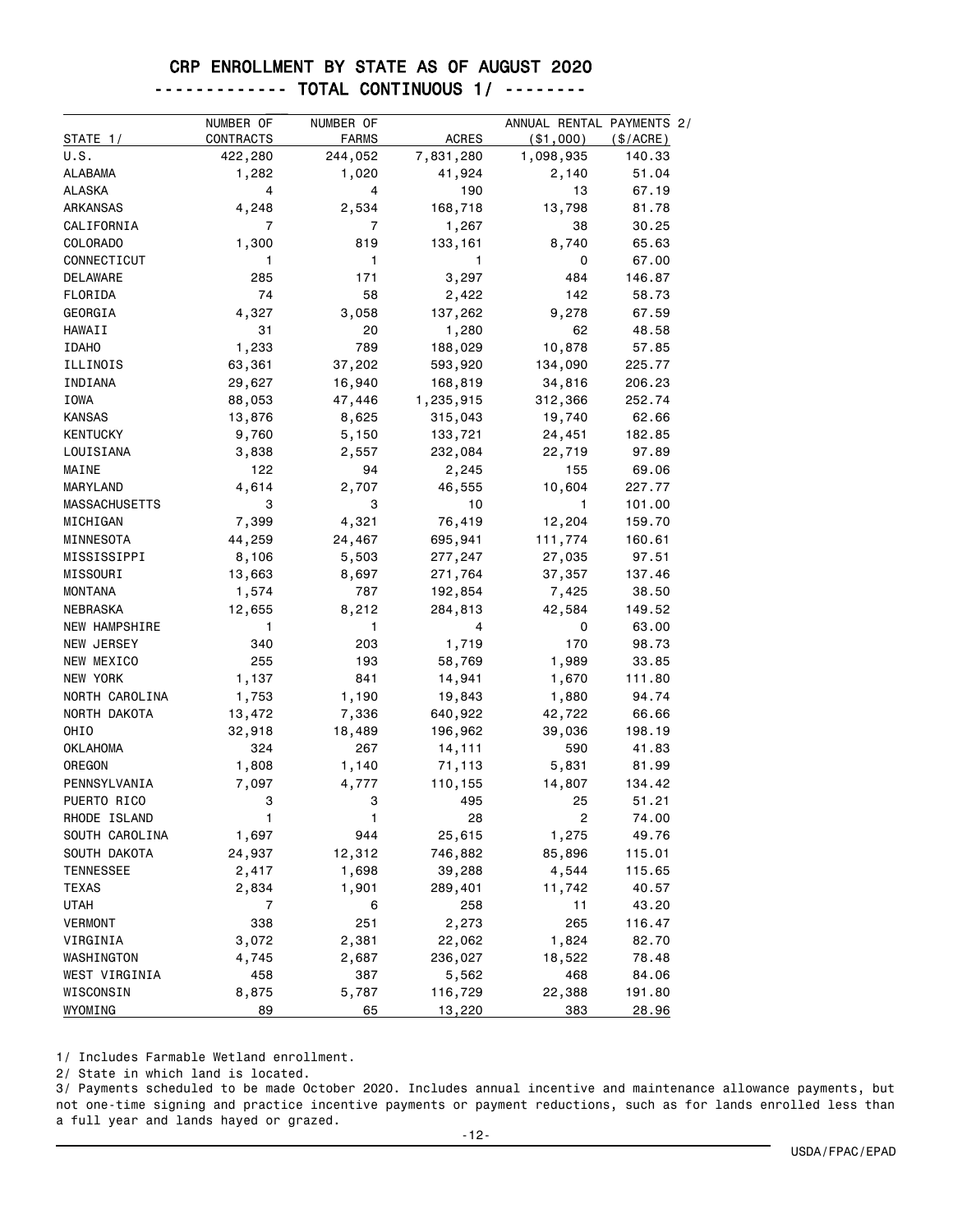# CRP ENROLLMENT BY STATE AS OF AUGUST 2020

## ------------- TOTAL CONTINUOUS 1/ --------

| STATE 1/ | NUMBER OF CONTRACTS | NUMBER OF FARMS | ACRES | ANNUAL RENTAL PAYMENTS 2/ ($1,000) | ($/ACRE) |
|---|---|---|---|---|---|
| U.S. | 422,280 | 244,052 | 7,831,280 | 1,098,935 | 140.33 |
| ALABAMA | 1,282 | 1,020 | 41,924 | 2,140 | 51.04 |
| ALASKA | 4 | 4 | 190 | 13 | 67.19 |
| ARKANSAS | 4,248 | 2,534 | 168,718 | 13,798 | 81.78 |
| CALIFORNIA | 7 | 7 | 1,267 | 38 | 30.25 |
| COLORADO | 1,300 | 819 | 133,161 | 8,740 | 65.63 |
| CONNECTICUT | 1 | 1 | 1 | 0 | 67.00 |
| DELAWARE | 285 | 171 | 3,297 | 484 | 146.87 |
| FLORIDA | 74 | 58 | 2,422 | 142 | 58.73 |
| GEORGIA | 4,327 | 3,058 | 137,262 | 9,278 | 67.59 |
| HAWAII | 31 | 20 | 1,280 | 62 | 48.58 |
| IDAHO | 1,233 | 789 | 188,029 | 10,878 | 57.85 |
| ILLINOIS | 63,361 | 37,202 | 593,920 | 134,090 | 225.77 |
| INDIANA | 29,627 | 16,940 | 168,819 | 34,816 | 206.23 |
| IOWA | 88,053 | 47,446 | 1,235,915 | 312,366 | 252.74 |
| KANSAS | 13,876 | 8,625 | 315,043 | 19,740 | 62.66 |
| KENTUCKY | 9,760 | 5,150 | 133,721 | 24,451 | 182.85 |
| LOUISIANA | 3,838 | 2,557 | 232,084 | 22,719 | 97.89 |
| MAINE | 122 | 94 | 2,245 | 155 | 69.06 |
| MARYLAND | 4,614 | 2,707 | 46,555 | 10,604 | 227.77 |
| MASSACHUSETTS | 3 | 3 | 10 | 1 | 101.00 |
| MICHIGAN | 7,399 | 4,321 | 76,419 | 12,204 | 159.70 |
| MINNESOTA | 44,259 | 24,467 | 695,941 | 111,774 | 160.61 |
| MISSISSIPPI | 8,106 | 5,503 | 277,247 | 27,035 | 97.51 |
| MISSOURI | 13,663 | 8,697 | 271,764 | 37,357 | 137.46 |
| MONTANA | 1,574 | 787 | 192,854 | 7,425 | 38.50 |
| NEBRASKA | 12,655 | 8,212 | 284,813 | 42,584 | 149.52 |
| NEW HAMPSHIRE | 1 | 1 | 4 | 0 | 63.00 |
| NEW JERSEY | 340 | 203 | 1,719 | 170 | 98.73 |
| NEW MEXICO | 255 | 193 | 58,769 | 1,989 | 33.85 |
| NEW YORK | 1,137 | 841 | 14,941 | 1,670 | 111.80 |
| NORTH CAROLINA | 1,753 | 1,190 | 19,843 | 1,880 | 94.74 |
| NORTH DAKOTA | 13,472 | 7,336 | 640,922 | 42,722 | 66.66 |
| OHIO | 32,918 | 18,489 | 196,962 | 39,036 | 198.19 |
| OKLAHOMA | 324 | 267 | 14,111 | 590 | 41.83 |
| OREGON | 1,808 | 1,140 | 71,113 | 5,831 | 81.99 |
| PENNSYLVANIA | 7,097 | 4,777 | 110,155 | 14,807 | 134.42 |
| PUERTO RICO | 3 | 3 | 495 | 25 | 51.21 |
| RHODE ISLAND | 1 | 1 | 28 | 2 | 74.00 |
| SOUTH CAROLINA | 1,697 | 944 | 25,615 | 1,275 | 49.76 |
| SOUTH DAKOTA | 24,937 | 12,312 | 746,882 | 85,896 | 115.01 |
| TENNESSEE | 2,417 | 1,698 | 39,288 | 4,544 | 115.65 |
| TEXAS | 2,834 | 1,901 | 289,401 | 11,742 | 40.57 |
| UTAH | 7 | 6 | 258 | 11 | 43.20 |
| VERMONT | 338 | 251 | 2,273 | 265 | 116.47 |
| VIRGINIA | 3,072 | 2,381 | 22,062 | 1,824 | 82.70 |
| WASHINGTON | 4,745 | 2,687 | 236,027 | 18,522 | 78.48 |
| WEST VIRGINIA | 458 | 387 | 5,562 | 468 | 84.06 |
| WISCONSIN | 8,875 | 5,787 | 116,729 | 22,388 | 191.80 |
| WYOMING | 89 | 65 | 13,220 | 383 | 28.96 |

1/ Includes Farmable Wetland enrollment.

2/ State in which land is located.

3/ Payments scheduled to be made October 2020. Includes annual incentive and maintenance allowance payments, but not one-time signing and practice incentive payments or payment reductions, such as for lands enrolled less than a full year and lands hayed or grazed.

USDA/FPAC/EPAD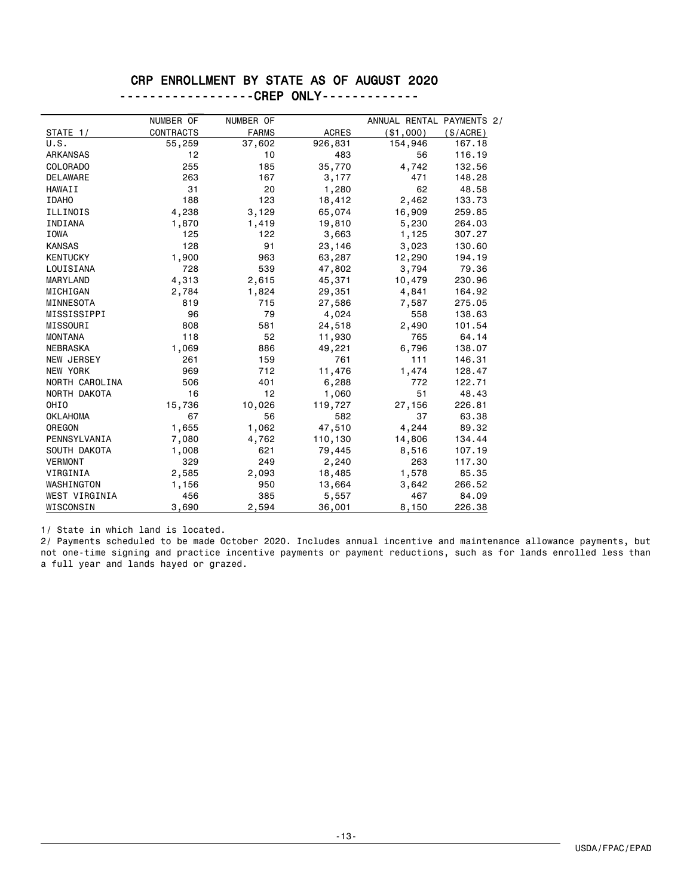# CRP ENROLLMENT BY STATE AS OF AUGUST 2020

## CREP ONLY

| STATE 1/ | NUMBER OF CONTRACTS | NUMBER OF FARMS | ACRES | ANNUAL RENTAL PAYMENTS 2/ ($1,000) | ($/ACRE) |
|---|---|---|---|---|---|
| U.S. | 55,259 | 37,602 | 926,831 | 154,946 | 167.18 |
| ARKANSAS | 12 | 10 | 483 | 56 | 116.19 |
| COLORADO | 255 | 185 | 35,770 | 4,742 | 132.56 |
| DELAWARE | 263 | 167 | 3,177 | 471 | 148.28 |
| HAWAII | 31 | 20 | 1,280 | 62 | 48.58 |
| IDAHO | 188 | 123 | 18,412 | 2,462 | 133.73 |
| ILLINOIS | 4,238 | 3,129 | 65,074 | 16,909 | 259.85 |
| INDIANA | 1,870 | 1,419 | 19,810 | 5,230 | 264.03 |
| IOWA | 125 | 122 | 3,663 | 1,125 | 307.27 |
| KANSAS | 128 | 91 | 23,146 | 3,023 | 130.60 |
| KENTUCKY | 1,900 | 963 | 63,287 | 12,290 | 194.19 |
| LOUISIANA | 728 | 539 | 47,802 | 3,794 | 79.36 |
| MARYLAND | 4,313 | 2,615 | 45,371 | 10,479 | 230.96 |
| MICHIGAN | 2,784 | 1,824 | 29,351 | 4,841 | 164.92 |
| MINNESOTA | 819 | 715 | 27,586 | 7,587 | 275.05 |
| MISSISSIPPI | 96 | 79 | 4,024 | 558 | 138.63 |
| MISSOURI | 808 | 581 | 24,518 | 2,490 | 101.54 |
| MONTANA | 118 | 52 | 11,930 | 765 | 64.14 |
| NEBRASKA | 1,069 | 886 | 49,221 | 6,796 | 138.07 |
| NEW JERSEY | 261 | 159 | 761 | 111 | 146.31 |
| NEW YORK | 969 | 712 | 11,476 | 1,474 | 128.47 |
| NORTH CAROLINA | 506 | 401 | 6,288 | 772 | 122.71 |
| NORTH DAKOTA | 16 | 12 | 1,060 | 51 | 48.43 |
| OHIO | 15,736 | 10,026 | 119,727 | 27,156 | 226.81 |
| OKLAHOMA | 67 | 56 | 582 | 37 | 63.38 |
| OREGON | 1,655 | 1,062 | 47,510 | 4,244 | 89.32 |
| PENNSYLVANIA | 7,080 | 4,762 | 110,130 | 14,806 | 134.44 |
| SOUTH DAKOTA | 1,008 | 621 | 79,445 | 8,516 | 107.19 |
| VERMONT | 329 | 249 | 2,240 | 263 | 117.30 |
| VIRGINIA | 2,585 | 2,093 | 18,485 | 1,578 | 85.35 |
| WASHINGTON | 1,156 | 950 | 13,664 | 3,642 | 266.52 |
| WEST VIRGINIA | 456 | 385 | 5,557 | 467 | 84.09 |
| WISCONSIN | 3,690 | 2,594 | 36,001 | 8,150 | 226.38 |

1/ State in which land is located.

2/ Payments scheduled to be made October 2020. Includes annual incentive and maintenance allowance payments, but not one-time signing and practice incentive payments or payment reductions, such as for lands enrolled less than a full year and lands hayed or grazed.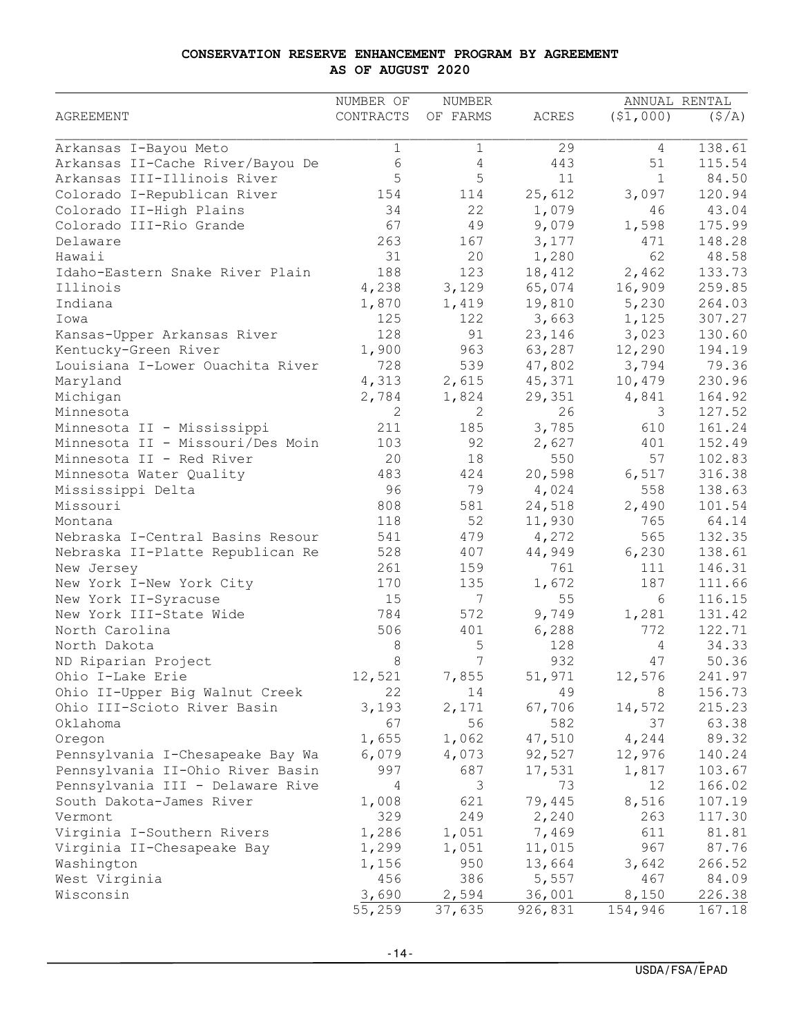**CONSERVATION RESERVE ENHANCEMENT PROGRAM BY AGREEMENT**
**AS OF AUGUST 2020**

| AGREEMENT | NUMBER OF CONTRACTS | NUMBER OF FARMS | ACRES | ANNUAL RENTAL ($1,000) | ANNUAL RENTAL ($/A) |
|---|---|---|---|---|---|
| Arkansas I-Bayou Meto | 1 | 1 | 29 | 4 | 138.61 |
| Arkansas II-Cache River/Bayou De | 6 | 4 | 443 | 51 | 115.54 |
| Arkansas III-Illinois River | 5 | 5 | 11 | 1 | 84.50 |
| Colorado I-Republican River | 154 | 114 | 25,612 | 3,097 | 120.94 |
| Colorado II-High Plains | 34 | 22 | 1,079 | 46 | 43.04 |
| Colorado III-Rio Grande | 67 | 49 | 9,079 | 1,598 | 175.99 |
| Delaware | 263 | 167 | 3,177 | 471 | 148.28 |
| Hawaii | 31 | 20 | 1,280 | 62 | 48.58 |
| Idaho-Eastern Snake River Plain | 188 | 123 | 18,412 | 2,462 | 133.73 |
| Illinois | 4,238 | 3,129 | 65,074 | 16,909 | 259.85 |
| Indiana | 1,870 | 1,419 | 19,810 | 5,230 | 264.03 |
| Iowa | 125 | 122 | 3,663 | 1,125 | 307.27 |
| Kansas-Upper Arkansas River | 128 | 91 | 23,146 | 3,023 | 130.60 |
| Kentucky-Green River | 1,900 | 963 | 63,287 | 12,290 | 194.19 |
| Louisiana I-Lower Ouachita River | 728 | 539 | 47,802 | 3,794 | 79.36 |
| Maryland | 4,313 | 2,615 | 45,371 | 10,479 | 230.96 |
| Michigan | 2,784 | 1,824 | 29,351 | 4,841 | 164.92 |
| Minnesota | 2 | 2 | 26 | 3 | 127.52 |
| Minnesota II - Mississippi | 211 | 185 | 3,785 | 610 | 161.24 |
| Minnesota II - Missouri/Des Moin | 103 | 92 | 2,627 | 401 | 152.49 |
| Minnesota II - Red River | 20 | 18 | 550 | 57 | 102.83 |
| Minnesota Water Quality | 483 | 424 | 20,598 | 6,517 | 316.38 |
| Mississippi Delta | 96 | 79 | 4,024 | 558 | 138.63 |
| Missouri | 808 | 581 | 24,518 | 2,490 | 101.54 |
| Montana | 118 | 52 | 11,930 | 765 | 64.14 |
| Nebraska I-Central Basins Resour | 541 | 479 | 4,272 | 565 | 132.35 |
| Nebraska II-Platte Republican Re | 528 | 407 | 44,949 | 6,230 | 138.61 |
| New Jersey | 261 | 159 | 761 | 111 | 146.31 |
| New York I-New York City | 170 | 135 | 1,672 | 187 | 111.66 |
| New York II-Syracuse | 15 | 7 | 55 | 6 | 116.15 |
| New York III-State Wide | 784 | 572 | 9,749 | 1,281 | 131.42 |
| North Carolina | 506 | 401 | 6,288 | 772 | 122.71 |
| North Dakota | 8 | 5 | 128 | 4 | 34.33 |
| ND Riparian Project | 8 | 7 | 932 | 47 | 50.36 |
| Ohio I-Lake Erie | 12,521 | 7,855 | 51,971 | 12,576 | 241.97 |
| Ohio II-Upper Big Walnut Creek | 22 | 14 | 49 | 8 | 156.73 |
| Ohio III-Scioto River Basin | 3,193 | 2,171 | 67,706 | 14,572 | 215.23 |
| Oklahoma | 67 | 56 | 582 | 37 | 63.38 |
| Oregon | 1,655 | 1,062 | 47,510 | 4,244 | 89.32 |
| Pennsylvania I-Chesapeake Bay Wa | 6,079 | 4,073 | 92,527 | 12,976 | 140.24 |
| Pennsylvania II-Ohio River Basin | 997 | 687 | 17,531 | 1,817 | 103.67 |
| Pennsylvania III - Delaware Rive | 4 | 3 | 73 | 12 | 166.02 |
| South Dakota-James River | 1,008 | 621 | 79,445 | 8,516 | 107.19 |
| Vermont | 329 | 249 | 2,240 | 263 | 117.30 |
| Virginia I-Southern Rivers | 1,286 | 1,051 | 7,469 | 611 | 81.81 |
| Virginia II-Chesapeake Bay | 1,299 | 1,051 | 11,015 | 967 | 87.76 |
| Washington | 1,156 | 950 | 13,664 | 3,642 | 266.52 |
| West Virginia | 456 | 386 | 5,557 | 467 | 84.09 |
| Wisconsin | 3,690 | 2,594 | 36,001 | 8,150 | 226.38 |
| | 55,259 | 37,635 | 926,831 | 154,946 | 167.18 |

USDA/FSA/EPAD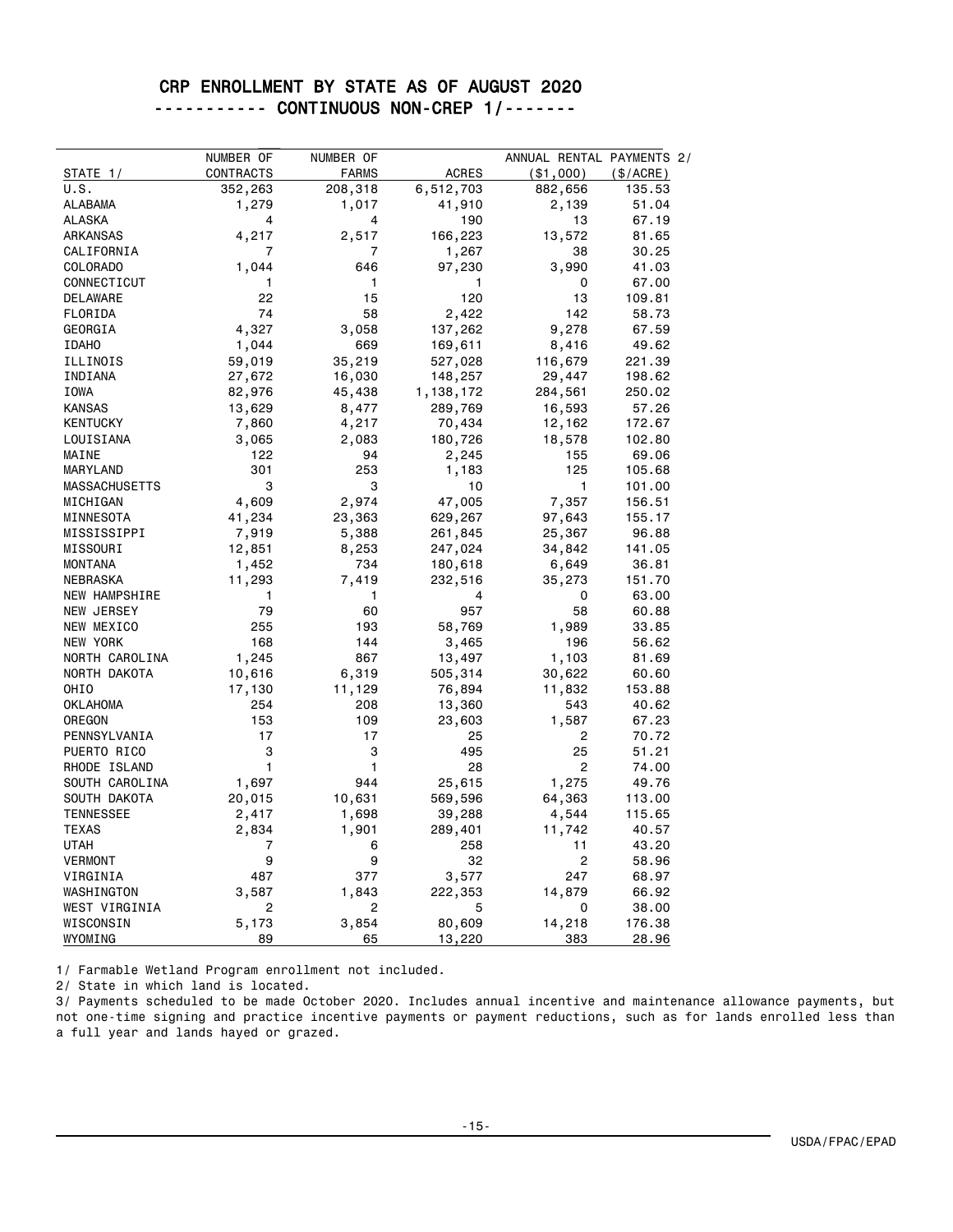# CRP ENROLLMENT BY STATE AS OF AUGUST 2020

## ----------- CONTINUOUS NON-CREP 1/-------

| STATE 1/ | NUMBER OF CONTRACTS | NUMBER OF FARMS | ACRES | ANNUAL RENTAL PAYMENTS 2/ ($1,000) | ($/ACRE) |
|---|---|---|---|---|---|
| U.S. | 352,263 | 208,318 | 6,512,703 | 882,656 | 135.53 |
| ALABAMA | 1,279 | 1,017 | 41,910 | 2,139 | 51.04 |
| ALASKA | 4 | 4 | 190 | 13 | 67.19 |
| ARKANSAS | 4,217 | 2,517 | 166,223 | 13,572 | 81.65 |
| CALIFORNIA | 7 | 7 | 1,267 | 38 | 30.25 |
| COLORADO | 1,044 | 646 | 97,230 | 3,990 | 41.03 |
| CONNECTICUT | 1 | 1 | 1 | 0 | 67.00 |
| DELAWARE | 22 | 15 | 120 | 13 | 109.81 |
| FLORIDA | 74 | 58 | 2,422 | 142 | 58.73 |
| GEORGIA | 4,327 | 3,058 | 137,262 | 9,278 | 67.59 |
| IDAHO | 1,044 | 669 | 169,611 | 8,416 | 49.62 |
| ILLINOIS | 59,019 | 35,219 | 527,028 | 116,679 | 221.39 |
| INDIANA | 27,672 | 16,030 | 148,257 | 29,447 | 198.62 |
| IOWA | 82,976 | 45,438 | 1,138,172 | 284,561 | 250.02 |
| KANSAS | 13,629 | 8,477 | 289,769 | 16,593 | 57.26 |
| KENTUCKY | 7,860 | 4,217 | 70,434 | 12,162 | 172.67 |
| LOUISIANA | 3,065 | 2,083 | 180,726 | 18,578 | 102.80 |
| MAINE | 122 | 94 | 2,245 | 155 | 69.06 |
| MARYLAND | 301 | 253 | 1,183 | 125 | 105.68 |
| MASSACHUSETTS | 3 | 3 | 10 | 1 | 101.00 |
| MICHIGAN | 4,609 | 2,974 | 47,005 | 7,357 | 156.51 |
| MINNESOTA | 41,234 | 23,363 | 629,267 | 97,643 | 155.17 |
| MISSISSIPPI | 7,919 | 5,388 | 261,845 | 25,367 | 96.88 |
| MISSOURI | 12,851 | 8,253 | 247,024 | 34,842 | 141.05 |
| MONTANA | 1,452 | 734 | 180,618 | 6,649 | 36.81 |
| NEBRASKA | 11,293 | 7,419 | 232,516 | 35,273 | 151.70 |
| NEW HAMPSHIRE | 1 | 1 | 4 | 0 | 63.00 |
| NEW JERSEY | 79 | 60 | 957 | 58 | 60.88 |
| NEW MEXICO | 255 | 193 | 58,769 | 1,989 | 33.85 |
| NEW YORK | 168 | 144 | 3,465 | 196 | 56.62 |
| NORTH CAROLINA | 1,245 | 867 | 13,497 | 1,103 | 81.69 |
| NORTH DAKOTA | 10,616 | 6,319 | 505,314 | 30,622 | 60.60 |
| OHIO | 17,130 | 11,129 | 76,894 | 11,832 | 153.88 |
| OKLAHOMA | 254 | 208 | 13,360 | 543 | 40.62 |
| OREGON | 153 | 109 | 23,603 | 1,587 | 67.23 |
| PENNSYLVANIA | 17 | 17 | 25 | 2 | 70.72 |
| PUERTO RICO | 3 | 3 | 495 | 25 | 51.21 |
| RHODE ISLAND | 1 | 1 | 28 | 2 | 74.00 |
| SOUTH CAROLINA | 1,697 | 944 | 25,615 | 1,275 | 49.76 |
| SOUTH DAKOTA | 20,015 | 10,631 | 569,596 | 64,363 | 113.00 |
| TENNESSEE | 2,417 | 1,698 | 39,288 | 4,544 | 115.65 |
| TEXAS | 2,834 | 1,901 | 289,401 | 11,742 | 40.57 |
| UTAH | 7 | 6 | 258 | 11 | 43.20 |
| VERMONT | 9 | 9 | 32 | 2 | 58.96 |
| VIRGINIA | 487 | 377 | 3,577 | 247 | 68.97 |
| WASHINGTON | 3,587 | 1,843 | 222,353 | 14,879 | 66.92 |
| WEST VIRGINIA | 2 | 2 | 5 | 0 | 38.00 |
| WISCONSIN | 5,173 | 3,854 | 80,609 | 14,218 | 176.38 |
| WYOMING | 89 | 65 | 13,220 | 383 | 28.96 |

1/ Farmable Wetland Program enrollment not included.

2/ State in which land is located.

3/ Payments scheduled to be made October 2020. Includes annual incentive and maintenance allowance payments, but not one-time signing and practice incentive payments or payment reductions, such as for lands enrolled less than a full year and lands hayed or grazed.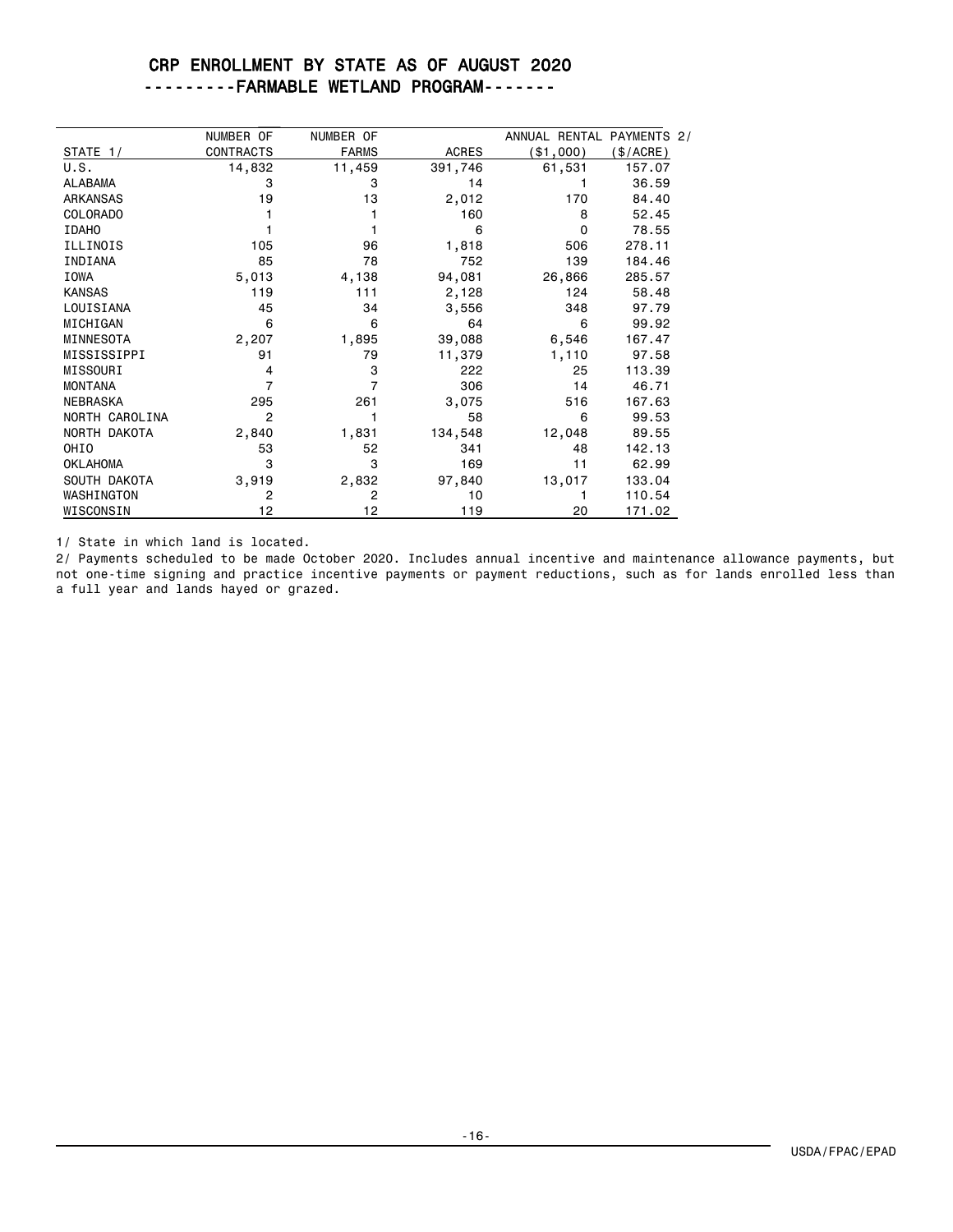# CRP ENROLLMENT BY STATE AS OF AUGUST 2020

## ---------FARMABLE WETLAND PROGRAM-------

| STATE 1/ | NUMBER OF CONTRACTS | NUMBER OF FARMS | ACRES | ANNUAL RENTAL PAYMENTS 2/ ($1,000) | ($/ACRE) |
|---|---|---|---|---|---|
| U.S. | 14,832 | 11,459 | 391,746 | 61,531 | 157.07 |
| ALABAMA | 3 | 3 | 14 | 1 | 36.59 |
| ARKANSAS | 19 | 13 | 2,012 | 170 | 84.40 |
| COLORADO | 1 | 1 | 160 | 8 | 52.45 |
| IDAHO | 1 | 1 | 6 | 0 | 78.55 |
| ILLINOIS | 105 | 96 | 1,818 | 506 | 278.11 |
| INDIANA | 85 | 78 | 752 | 139 | 184.46 |
| IOWA | 5,013 | 4,138 | 94,081 | 26,866 | 285.57 |
| KANSAS | 119 | 111 | 2,128 | 124 | 58.48 |
| LOUISIANA | 45 | 34 | 3,556 | 348 | 97.79 |
| MICHIGAN | 6 | 6 | 64 | 6 | 99.92 |
| MINNESOTA | 2,207 | 1,895 | 39,088 | 6,546 | 167.47 |
| MISSISSIPPI | 91 | 79 | 11,379 | 1,110 | 97.58 |
| MISSOURI | 4 | 3 | 222 | 25 | 113.39 |
| MONTANA | 7 | 7 | 306 | 14 | 46.71 |
| NEBRASKA | 295 | 261 | 3,075 | 516 | 167.63 |
| NORTH CAROLINA | 2 | 1 | 58 | 6 | 99.53 |
| NORTH DAKOTA | 2,840 | 1,831 | 134,548 | 12,048 | 89.55 |
| OHIO | 53 | 52 | 341 | 48 | 142.13 |
| OKLAHOMA | 3 | 3 | 169 | 11 | 62.99 |
| SOUTH DAKOTA | 3,919 | 2,832 | 97,840 | 13,017 | 133.04 |
| WASHINGTON | 2 | 2 | 10 | 1 | 110.54 |
| WISCONSIN | 12 | 12 | 119 | 20 | 171.02 |

1/ State in which land is located.

2/ Payments scheduled to be made October 2020. Includes annual incentive and maintenance allowance payments, but not one-time signing and practice incentive payments or payment reductions, such as for lands enrolled less than a full year and lands hayed or grazed.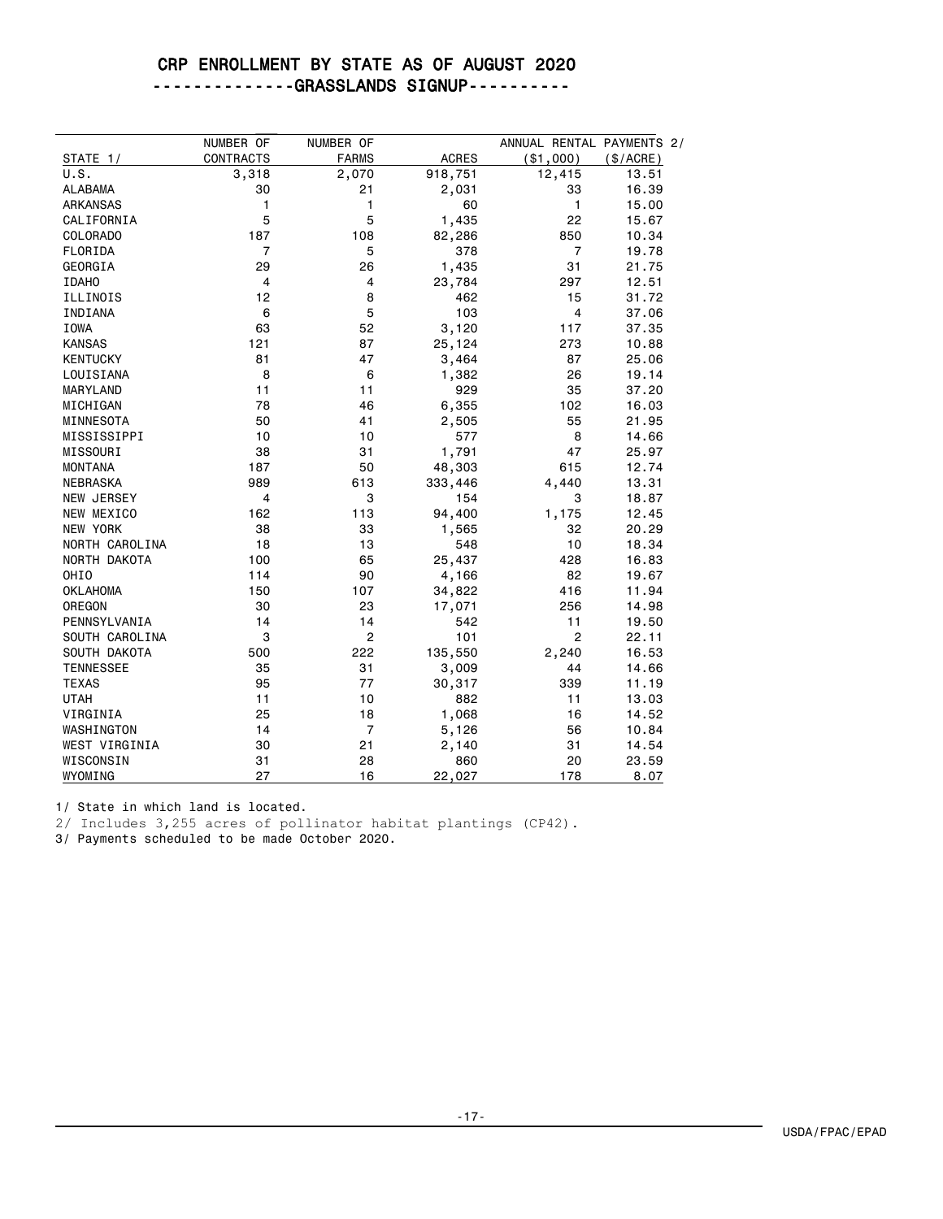# CRP ENROLLMENT BY STATE AS OF AUGUST 2020

## -------------GRASSLANDS SIGNUP----------

| STATE 1/ | NUMBER OF CONTRACTS | NUMBER OF FARMS | ACRES | ANNUAL RENTAL PAYMENTS 2/ ($1,000) | ($/ACRE) |
|---|---|---|---|---|---|
| U.S. | 3,318 | 2,070 | 918,751 | 12,415 | 13.51 |
| ALABAMA | 30 | 21 | 2,031 | 33 | 16.39 |
| ARKANSAS | 1 | 1 | 60 | 1 | 15.00 |
| CALIFORNIA | 5 | 5 | 1,435 | 22 | 15.67 |
| COLORADO | 187 | 108 | 82,286 | 850 | 10.34 |
| FLORIDA | 7 | 5 | 378 | 7 | 19.78 |
| GEORGIA | 29 | 26 | 1,435 | 31 | 21.75 |
| IDAHO | 4 | 4 | 23,784 | 297 | 12.51 |
| ILLINOIS | 12 | 8 | 462 | 15 | 31.72 |
| INDIANA | 6 | 5 | 103 | 4 | 37.06 |
| IOWA | 63 | 52 | 3,120 | 117 | 37.35 |
| KANSAS | 121 | 87 | 25,124 | 273 | 10.88 |
| KENTUCKY | 81 | 47 | 3,464 | 87 | 25.06 |
| LOUISIANA | 8 | 6 | 1,382 | 26 | 19.14 |
| MARYLAND | 11 | 11 | 929 | 35 | 37.20 |
| MICHIGAN | 78 | 46 | 6,355 | 102 | 16.03 |
| MINNESOTA | 50 | 41 | 2,505 | 55 | 21.95 |
| MISSISSIPPI | 10 | 10 | 577 | 8 | 14.66 |
| MISSOURI | 38 | 31 | 1,791 | 47 | 25.97 |
| MONTANA | 187 | 50 | 48,303 | 615 | 12.74 |
| NEBRASKA | 989 | 613 | 333,446 | 4,440 | 13.31 |
| NEW JERSEY | 4 | 3 | 154 | 3 | 18.87 |
| NEW MEXICO | 162 | 113 | 94,400 | 1,175 | 12.45 |
| NEW YORK | 38 | 33 | 1,565 | 32 | 20.29 |
| NORTH CAROLINA | 18 | 13 | 548 | 10 | 18.34 |
| NORTH DAKOTA | 100 | 65 | 25,437 | 428 | 16.83 |
| OHIO | 114 | 90 | 4,166 | 82 | 19.67 |
| OKLAHOMA | 150 | 107 | 34,822 | 416 | 11.94 |
| OREGON | 30 | 23 | 17,071 | 256 | 14.98 |
| PENNSYLVANIA | 14 | 14 | 542 | 11 | 19.50 |
| SOUTH CAROLINA | 3 | 2 | 101 | 2 | 22.11 |
| SOUTH DAKOTA | 500 | 222 | 135,550 | 2,240 | 16.53 |
| TENNESSEE | 35 | 31 | 3,009 | 44 | 14.66 |
| TEXAS | 95 | 77 | 30,317 | 339 | 11.19 |
| UTAH | 11 | 10 | 882 | 11 | 13.03 |
| VIRGINIA | 25 | 18 | 1,068 | 16 | 14.52 |
| WASHINGTON | 14 | 7 | 5,126 | 56 | 10.84 |
| WEST VIRGINIA | 30 | 21 | 2,140 | 31 | 14.54 |
| WISCONSIN | 31 | 28 | 860 | 20 | 23.59 |
| WYOMING | 27 | 16 | 22,027 | 178 | 8.07 |

1/ State in which land is located.

2/ Includes 3,255 acres of pollinator habitat plantings (CP42).

3/ Payments scheduled to be made October 2020.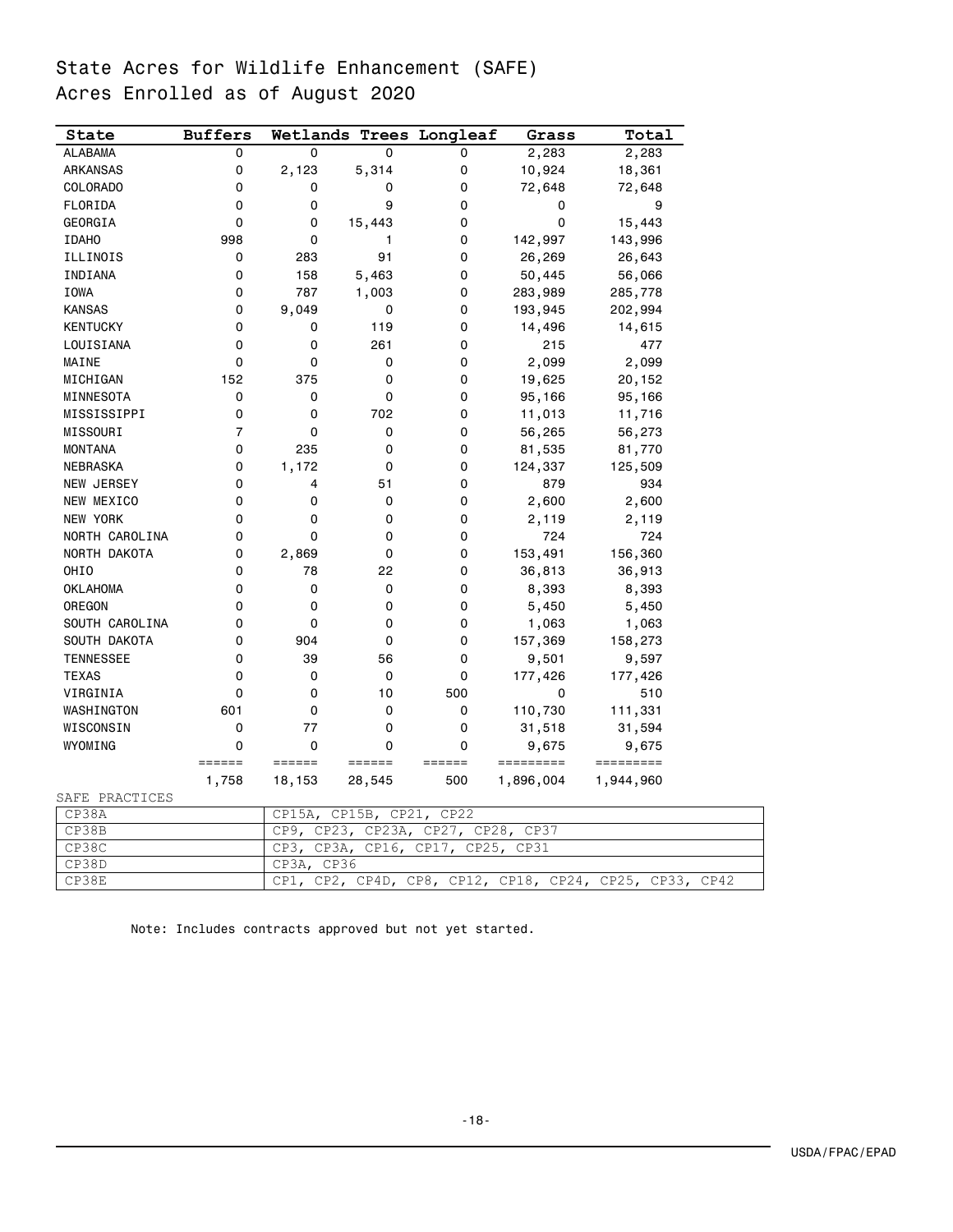# State Acres for Wildlife Enhancement (SAFE)
## Acres Enrolled as of August 2020

| State | Buffers | Wetlands | Trees | Longleaf | Grass | Total |
|---|---|---|---|---|---|---|
| ALABAMA | 0 | 0 | 0 | 0 | 2,283 | 2,283 |
| ARKANSAS | 0 | 2,123 | 5,314 | 0 | 10,924 | 18,361 |
| COLORADO | 0 | 0 | 0 | 0 | 72,648 | 72,648 |
| FLORIDA | 0 | 0 | 9 | 0 | 0 | 9 |
| GEORGIA | 0 | 0 | 15,443 | 0 | 0 | 15,443 |
| IDAHO | 998 | 0 | 1 | 0 | 142,997 | 143,996 |
| ILLINOIS | 0 | 283 | 91 | 0 | 26,269 | 26,643 |
| INDIANA | 0 | 158 | 5,463 | 0 | 50,445 | 56,066 |
| IOWA | 0 | 787 | 1,003 | 0 | 283,989 | 285,778 |
| KANSAS | 0 | 9,049 | 0 | 0 | 193,945 | 202,994 |
| KENTUCKY | 0 | 0 | 119 | 0 | 14,496 | 14,615 |
| LOUISIANA | 0 | 0 | 261 | 0 | 215 | 477 |
| MAINE | 0 | 0 | 0 | 0 | 2,099 | 2,099 |
| MICHIGAN | 152 | 375 | 0 | 0 | 19,625 | 20,152 |
| MINNESOTA | 0 | 0 | 0 | 0 | 95,166 | 95,166 |
| MISSISSIPPI | 0 | 0 | 702 | 0 | 11,013 | 11,716 |
| MISSOURI | 7 | 0 | 0 | 0 | 56,265 | 56,273 |
| MONTANA | 0 | 235 | 0 | 0 | 81,535 | 81,770 |
| NEBRASKA | 0 | 1,172 | 0 | 0 | 124,337 | 125,509 |
| NEW JERSEY | 0 | 4 | 51 | 0 | 879 | 934 |
| NEW MEXICO | 0 | 0 | 0 | 0 | 2,600 | 2,600 |
| NEW YORK | 0 | 0 | 0 | 0 | 2,119 | 2,119 |
| NORTH CAROLINA | 0 | 0 | 0 | 0 | 724 | 724 |
| NORTH DAKOTA | 0 | 2,869 | 0 | 0 | 153,491 | 156,360 |
| OHIO | 0 | 78 | 22 | 0 | 36,813 | 36,913 |
| OKLAHOMA | 0 | 0 | 0 | 0 | 8,393 | 8,393 |
| OREGON | 0 | 0 | 0 | 0 | 5,450 | 5,450 |
| SOUTH CAROLINA | 0 | 0 | 0 | 0 | 1,063 | 1,063 |
| SOUTH DAKOTA | 0 | 904 | 0 | 0 | 157,369 | 158,273 |
| TENNESSEE | 0 | 39 | 56 | 0 | 9,501 | 9,597 |
| TEXAS | 0 | 0 | 0 | 0 | 177,426 | 177,426 |
| VIRGINIA | 0 | 0 | 10 | 500 | 0 | 510 |
| WASHINGTON | 601 | 0 | 0 | 0 | 110,730 | 111,331 |
| WISCONSIN | 0 | 77 | 0 | 0 | 31,518 | 31,594 |
| WYOMING | 0 | 0 | 0 | 0 | 9,675 | 9,675 |
| | 1,758 | 18,153 | 28,545 | 500 | 1,896,004 | 1,944,960 |

SAFE PRACTICES

| | |
|---|---|
| CP38A | CP15A, CP15B, CP21, CP22 |
| CP38B | CP9, CP23, CP23A, CP27, CP28, CP37 |
| CP38C | CP3, CP3A, CP16, CP17, CP25, CP31 |
| CP38D | CP3A, CP36 |
| CP38E | CP1, CP2, CP4D, CP8, CP12, CP18, CP24, CP25, CP33, CP42 |

Note: Includes contracts approved but not yet started.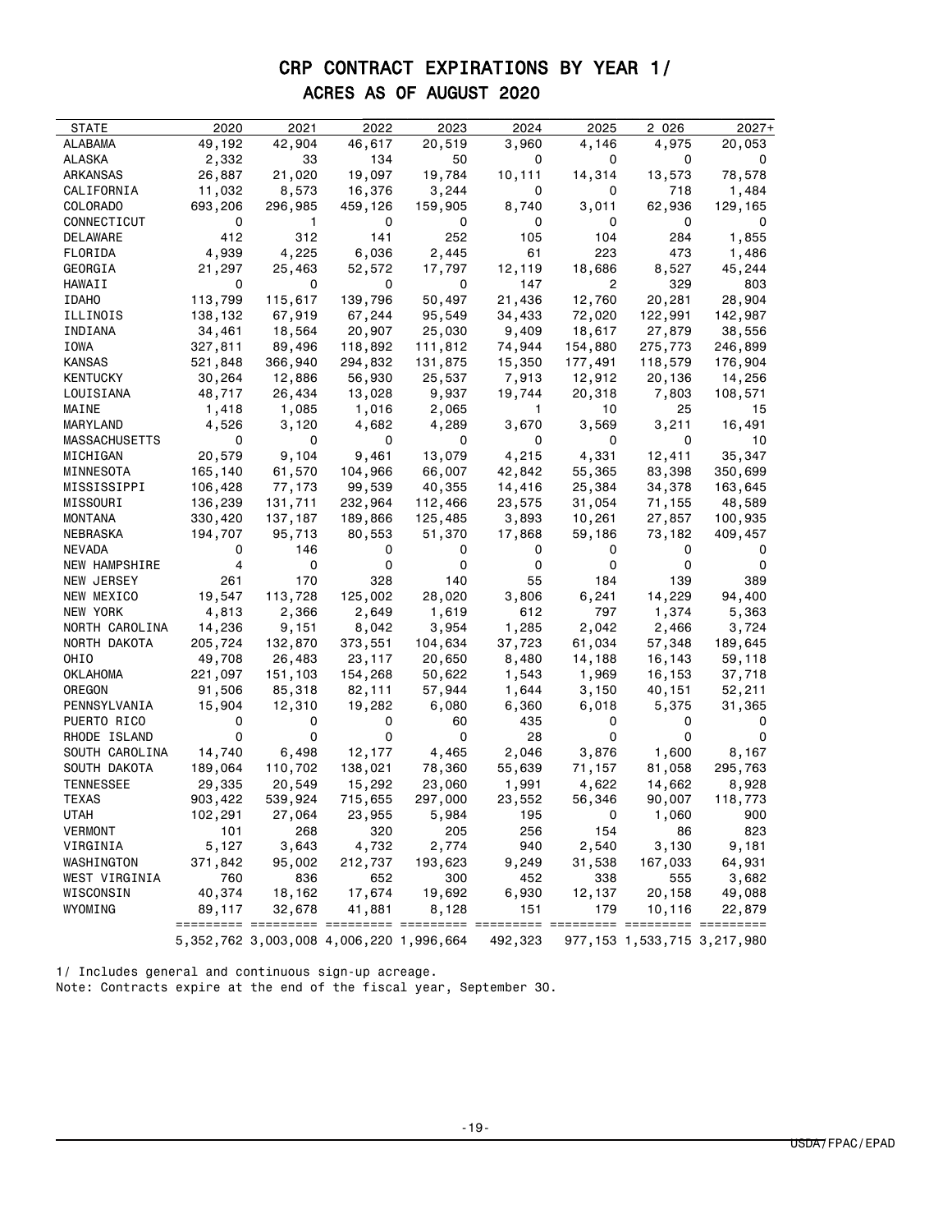# CRP CONTRACT EXPIRATIONS BY YEAR 1/

## ACRES AS OF AUGUST 2020

| STATE | 2020 | 2021 | 2022 | 2023 | 2024 | 2025 | 2 026 | 2027+ |
|---|---|---|---|---|---|---|---|---|
| ALABAMA | 49,192 | 42,904 | 46,617 | 20,519 | 3,960 | 4,146 | 4,975 | 20,053 |
| ALASKA | 2,332 | 33 | 134 | 50 | 0 | 0 | 0 | 0 |
| ARKANSAS | 26,887 | 21,020 | 19,097 | 19,784 | 10,111 | 14,314 | 13,573 | 78,578 |
| CALIFORNIA | 11,032 | 8,573 | 16,376 | 3,244 | 0 | 0 | 718 | 1,484 |
| COLORADO | 693,206 | 296,985 | 459,126 | 159,905 | 8,740 | 3,011 | 62,936 | 129,165 |
| CONNECTICUT | 0 | 1 | 0 | 0 | 0 | 0 | 0 | 0 |
| DELAWARE | 412 | 312 | 141 | 252 | 105 | 104 | 284 | 1,855 |
| FLORIDA | 4,939 | 4,225 | 6,036 | 2,445 | 61 | 223 | 473 | 1,486 |
| GEORGIA | 21,297 | 25,463 | 52,572 | 17,797 | 12,119 | 18,686 | 8,527 | 45,244 |
| HAWAII | 0 | 0 | 0 | 0 | 147 | 2 | 329 | 803 |
| IDAHO | 113,799 | 115,617 | 139,796 | 50,497 | 21,436 | 12,760 | 20,281 | 28,904 |
| ILLINOIS | 138,132 | 67,919 | 67,244 | 95,549 | 34,433 | 72,020 | 122,991 | 142,987 |
| INDIANA | 34,461 | 18,564 | 20,907 | 25,030 | 9,409 | 18,617 | 27,879 | 38,556 |
| IOWA | 327,811 | 89,496 | 118,892 | 111,812 | 74,944 | 154,880 | 275,773 | 246,899 |
| KANSAS | 521,848 | 366,940 | 294,832 | 131,875 | 15,350 | 177,491 | 118,579 | 176,904 |
| KENTUCKY | 30,264 | 12,886 | 56,930 | 25,537 | 7,913 | 12,912 | 20,136 | 14,256 |
| LOUISIANA | 48,717 | 26,434 | 13,028 | 9,937 | 19,744 | 20,318 | 7,803 | 108,571 |
| MAINE | 1,418 | 1,085 | 1,016 | 2,065 | 1 | 10 | 25 | 15 |
| MARYLAND | 4,526 | 3,120 | 4,682 | 4,289 | 3,670 | 3,569 | 3,211 | 16,491 |
| MASSACHUSETTS | 0 | 0 | 0 | 0 | 0 | 0 | 0 | 10 |
| MICHIGAN | 20,579 | 9,104 | 9,461 | 13,079 | 4,215 | 4,331 | 12,411 | 35,347 |
| MINNESOTA | 165,140 | 61,570 | 104,966 | 66,007 | 42,842 | 55,365 | 83,398 | 350,699 |
| MISSISSIPPI | 106,428 | 77,173 | 99,539 | 40,355 | 14,416 | 25,384 | 34,378 | 163,645 |
| MISSOURI | 136,239 | 131,711 | 232,964 | 112,466 | 23,575 | 31,054 | 71,155 | 48,589 |
| MONTANA | 330,420 | 137,187 | 189,866 | 125,485 | 3,893 | 10,261 | 27,857 | 100,935 |
| NEBRASKA | 194,707 | 95,713 | 80,553 | 51,370 | 17,868 | 59,186 | 73,182 | 409,457 |
| NEVADA | 0 | 146 | 0 | 0 | 0 | 0 | 0 | 0 |
| NEW HAMPSHIRE | 4 | 0 | 0 | 0 | 0 | 0 | 0 | 0 |
| NEW JERSEY | 261 | 170 | 328 | 140 | 55 | 184 | 139 | 389 |
| NEW MEXICO | 19,547 | 113,728 | 125,002 | 28,020 | 3,806 | 6,241 | 14,229 | 94,400 |
| NEW YORK | 4,813 | 2,366 | 2,649 | 1,619 | 612 | 797 | 1,374 | 5,363 |
| NORTH CAROLINA | 14,236 | 9,151 | 8,042 | 3,954 | 1,285 | 2,042 | 2,466 | 3,724 |
| NORTH DAKOTA | 205,724 | 132,870 | 373,551 | 104,634 | 37,723 | 61,034 | 57,348 | 189,645 |
| OHIO | 49,708 | 26,483 | 23,117 | 20,650 | 8,480 | 14,188 | 16,143 | 59,118 |
| OKLAHOMA | 221,097 | 151,103 | 154,268 | 50,622 | 1,543 | 1,969 | 16,153 | 37,718 |
| OREGON | 91,506 | 85,318 | 82,111 | 57,944 | 1,644 | 3,150 | 40,151 | 52,211 |
| PENNSYLVANIA | 15,904 | 12,310 | 19,282 | 6,080 | 6,360 | 6,018 | 5,375 | 31,365 |
| PUERTO RICO | 0 | 0 | 0 | 60 | 435 | 0 | 0 | 0 |
| RHODE ISLAND | 0 | 0 | 0 | 0 | 28 | 0 | 0 | 0 |
| SOUTH CAROLINA | 14,740 | 6,498 | 12,177 | 4,465 | 2,046 | 3,876 | 1,600 | 8,167 |
| SOUTH DAKOTA | 189,064 | 110,702 | 138,021 | 78,360 | 55,639 | 71,157 | 81,058 | 295,763 |
| TENNESSEE | 29,335 | 20,549 | 15,292 | 23,060 | 1,991 | 4,622 | 14,662 | 8,928 |
| TEXAS | 903,422 | 539,924 | 715,655 | 297,000 | 23,552 | 56,346 | 90,007 | 118,773 |
| UTAH | 102,291 | 27,064 | 23,955 | 5,984 | 195 | 0 | 1,060 | 900 |
| VERMONT | 101 | 268 | 320 | 205 | 256 | 154 | 86 | 823 |
| VIRGINIA | 5,127 | 3,643 | 4,732 | 2,774 | 940 | 2,540 | 3,130 | 9,181 |
| WASHINGTON | 371,842 | 95,002 | 212,737 | 193,623 | 9,249 | 31,538 | 167,033 | 64,931 |
| WEST VIRGINIA | 760 | 836 | 652 | 300 | 452 | 338 | 555 | 3,682 |
| WISCONSIN | 40,374 | 18,162 | 17,674 | 19,692 | 6,930 | 12,137 | 20,158 | 49,088 |
| WYOMING | 89,117 | 32,678 | 41,881 | 8,128 | 151 | 179 | 10,116 | 22,879 |
| | 5,352,762 | 3,003,008 | 4,006,220 | 1,996,664 | 492,323 | 977,153 | 1,533,715 | 3,217,980 |

1/ Includes general and continuous sign-up acreage.
Note: Contracts expire at the end of the fiscal year, September 30.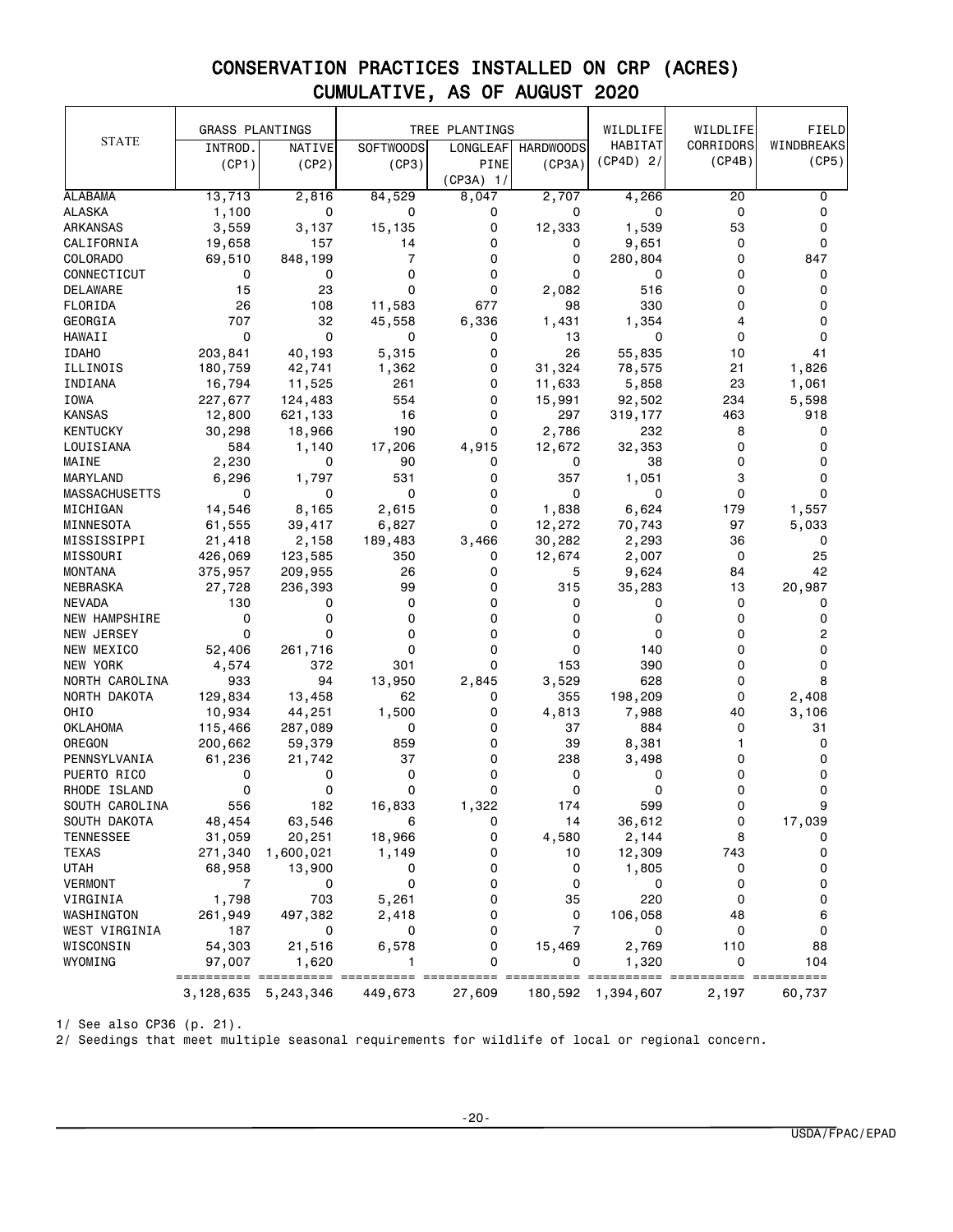# CONSERVATION PRACTICES INSTALLED ON CRP (ACRES)

## CUMULATIVE, AS OF AUGUST 2020

| STATE | GRASS PLANTINGS | | TREE PLANTINGS | | | WILDLIFE HABITAT | WILDLIFE CORRIDORS | FIELD WINDBREAKS |
|---|---|---|---|---|---|---|---|---|
| | INTROD. (CP1) | NATIVE (CP2) | SOFTWOODS (CP3) | LONGLEAF PINE (CP3A) 1/ | HARDWOODS (CP3A) | (CP4D) 2/ | (CP4B) | (CP5) |
| ALABAMA | 13,713 | 2,816 | 84,529 | 8,047 | 2,707 | 4,266 | 20 | 0 |
| ALASKA | 1,100 | 0 | 0 | 0 | 0 | 0 | 0 | 0 |
| ARKANSAS | 3,559 | 3,137 | 15,135 | 0 | 12,333 | 1,539 | 53 | 0 |
| CALIFORNIA | 19,658 | 157 | 14 | 0 | 0 | 9,651 | 0 | 0 |
| COLORADO | 69,510 | 848,199 | 7 | 0 | 0 | 280,804 | 0 | 847 |
| CONNECTICUT | 0 | 0 | 0 | 0 | 0 | 0 | 0 | 0 |
| DELAWARE | 15 | 23 | 0 | 0 | 2,082 | 516 | 0 | 0 |
| FLORIDA | 26 | 108 | 11,583 | 677 | 98 | 330 | 0 | 0 |
| GEORGIA | 707 | 32 | 45,558 | 6,336 | 1,431 | 1,354 | 4 | 0 |
| HAWAII | 0 | 0 | 0 | 0 | 13 | 0 | 0 | 0 |
| IDAHO | 203,841 | 40,193 | 5,315 | 0 | 26 | 55,835 | 10 | 41 |
| ILLINOIS | 180,759 | 42,741 | 1,362 | 0 | 31,324 | 78,575 | 21 | 1,826 |
| INDIANA | 16,794 | 11,525 | 261 | 0 | 11,633 | 5,858 | 23 | 1,061 |
| IOWA | 227,677 | 124,483 | 554 | 0 | 15,991 | 92,502 | 234 | 5,598 |
| KANSAS | 12,800 | 621,133 | 16 | 0 | 297 | 319,177 | 463 | 918 |
| KENTUCKY | 30,298 | 18,966 | 190 | 0 | 2,786 | 232 | 8 | 0 |
| LOUISIANA | 584 | 1,140 | 17,206 | 4,915 | 12,672 | 32,353 | 0 | 0 |
| MAINE | 2,230 | 0 | 90 | 0 | 0 | 38 | 0 | 0 |
| MARYLAND | 6,296 | 1,797 | 531 | 0 | 357 | 1,051 | 3 | 0 |
| MASSACHUSETTS | 0 | 0 | 0 | 0 | 0 | 0 | 0 | 0 |
| MICHIGAN | 14,546 | 8,165 | 2,615 | 0 | 1,838 | 6,624 | 179 | 1,557 |
| MINNESOTA | 61,555 | 39,417 | 6,827 | 0 | 12,272 | 70,743 | 97 | 5,033 |
| MISSISSIPPI | 21,418 | 2,158 | 189,483 | 3,466 | 30,282 | 2,293 | 36 | 0 |
| MISSOURI | 426,069 | 123,585 | 350 | 0 | 12,674 | 2,007 | 0 | 25 |
| MONTANA | 375,957 | 209,955 | 26 | 0 | 5 | 9,624 | 84 | 42 |
| NEBRASKA | 27,728 | 236,393 | 99 | 0 | 315 | 35,283 | 13 | 20,987 |
| NEVADA | 130 | 0 | 0 | 0 | 0 | 0 | 0 | 0 |
| NEW HAMPSHIRE | 0 | 0 | 0 | 0 | 0 | 0 | 0 | 0 |
| NEW JERSEY | 0 | 0 | 0 | 0 | 0 | 0 | 0 | 2 |
| NEW MEXICO | 52,406 | 261,716 | 0 | 0 | 0 | 140 | 0 | 0 |
| NEW YORK | 4,574 | 372 | 301 | 0 | 153 | 390 | 0 | 0 |
| NORTH CAROLINA | 933 | 94 | 13,950 | 2,845 | 3,529 | 628 | 0 | 8 |
| NORTH DAKOTA | 129,834 | 13,458 | 62 | 0 | 355 | 198,209 | 0 | 2,408 |
| OHIO | 10,934 | 44,251 | 1,500 | 0 | 4,813 | 7,988 | 40 | 3,106 |
| OKLAHOMA | 115,466 | 287,089 | 0 | 0 | 37 | 884 | 0 | 31 |
| OREGON | 200,662 | 59,379 | 859 | 0 | 39 | 8,381 | 1 | 0 |
| PENNSYLVANIA | 61,236 | 21,742 | 37 | 0 | 238 | 3,498 | 0 | 0 |
| PUERTO RICO | 0 | 0 | 0 | 0 | 0 | 0 | 0 | 0 |
| RHODE ISLAND | 0 | 0 | 0 | 0 | 0 | 0 | 0 | 0 |
| SOUTH CAROLINA | 556 | 182 | 16,833 | 1,322 | 174 | 599 | 0 | 9 |
| SOUTH DAKOTA | 48,454 | 63,546 | 6 | 0 | 14 | 36,612 | 0 | 17,039 |
| TENNESSEE | 31,059 | 20,251 | 18,966 | 0 | 4,580 | 2,144 | 8 | 0 |
| TEXAS | 271,340 | 1,600,021 | 1,149 | 0 | 10 | 12,309 | 743 | 0 |
| UTAH | 68,958 | 13,900 | 0 | 0 | 0 | 1,805 | 0 | 0 |
| VERMONT | 7 | 0 | 0 | 0 | 0 | 0 | 0 | 0 |
| VIRGINIA | 1,798 | 703 | 5,261 | 0 | 35 | 220 | 0 | 0 |
| WASHINGTON | 261,949 | 497,382 | 2,418 | 0 | 0 | 106,058 | 48 | 6 |
| WEST VIRGINIA | 187 | 0 | 0 | 0 | 7 | 0 | 0 | 0 |
| WISCONSIN | 54,303 | 21,516 | 6,578 | 0 | 15,469 | 2,769 | 110 | 88 |
| WYOMING | 97,007 | 1,620 | 1 | 0 | 0 | 1,320 | 0 | 104 |
| | 3,128,635 | 5,243,346 | 449,673 | 27,609 | 180,592 | 1,394,607 | 2,197 | 60,737 |

1/ See also CP36 (p. 21).

2/ Seedings that meet multiple seasonal requirements for wildlife of local or regional concern.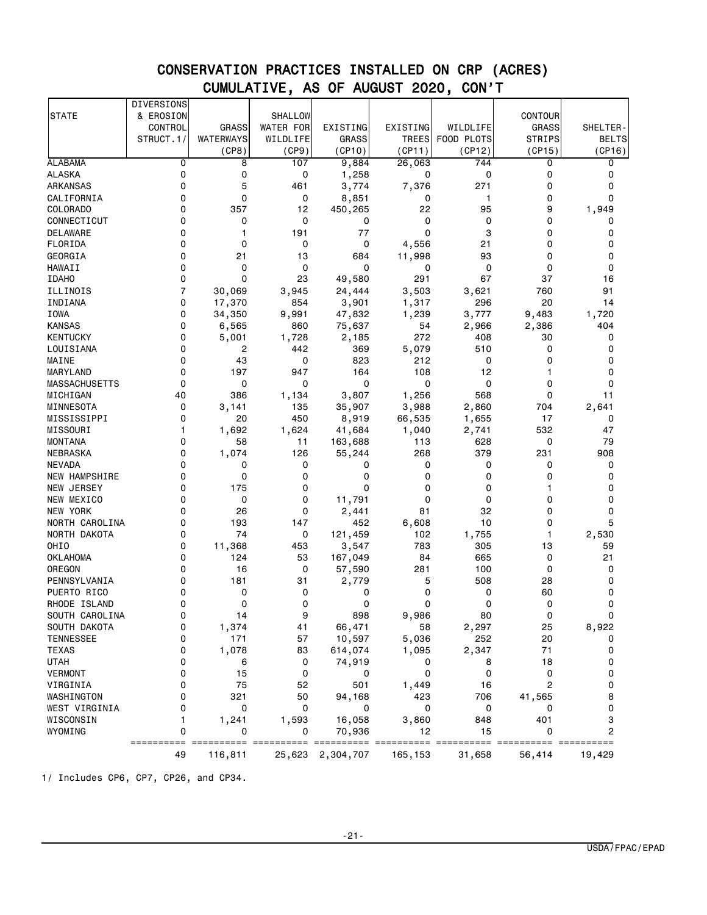# CONSERVATION PRACTICES INSTALLED ON CRP (ACRES)
## CUMULATIVE, AS OF AUGUST 2020, CON'T

| STATE | DIVERSIONS & EROSION CONTROL STRUCT.1/ | GRASS WATERWAYS (CP8) | SHALLOW WATER FOR WILDLIFE (CP9) | EXISTING GRASS (CP10) | EXISTING TREES (CP11) | WILDLIFE FOOD PLOTS (CP12) | CONTOUR GRASS STRIPS (CP15) | SHELTER-BELTS (CP16) |
|---|---|---|---|---|---|---|---|---|
| ALABAMA | 0 | 8 | 107 | 9,884 | 26,063 | 744 | 0 | 0 |
| ALASKA | 0 | 0 | 0 | 1,258 | 0 | 0 | 0 | 0 |
| ARKANSAS | 0 | 5 | 461 | 3,774 | 7,376 | 271 | 0 | 0 |
| CALIFORNIA | 0 | 0 | 0 | 8,851 | 0 | 1 | 0 | 0 |
| COLORADO | 0 | 357 | 12 | 450,265 | 22 | 95 | 9 | 1,949 |
| CONNECTICUT | 0 | 0 | 0 | 0 | 0 | 0 | 0 | 0 |
| DELAWARE | 0 | 1 | 191 | 77 | 0 | 3 | 0 | 0 |
| FLORIDA | 0 | 0 | 0 | 0 | 4,556 | 21 | 0 | 0 |
| GEORGIA | 0 | 21 | 13 | 684 | 11,998 | 93 | 0 | 0 |
| HAWAII | 0 | 0 | 0 | 0 | 0 | 0 | 0 | 0 |
| IDAHO | 0 | 0 | 23 | 49,580 | 291 | 67 | 37 | 16 |
| ILLINOIS | 7 | 30,069 | 3,945 | 24,444 | 3,503 | 3,621 | 760 | 91 |
| INDIANA | 0 | 17,370 | 854 | 3,901 | 1,317 | 296 | 20 | 14 |
| IOWA | 0 | 34,350 | 9,991 | 47,832 | 1,239 | 3,777 | 9,483 | 1,720 |
| KANSAS | 0 | 6,565 | 860 | 75,637 | 54 | 2,966 | 2,386 | 404 |
| KENTUCKY | 0 | 5,001 | 1,728 | 2,185 | 272 | 408 | 30 | 0 |
| LOUISIANA | 0 | 2 | 442 | 369 | 5,079 | 510 | 0 | 0 |
| MAINE | 0 | 43 | 0 | 823 | 212 | 0 | 0 | 0 |
| MARYLAND | 0 | 197 | 947 | 164 | 108 | 12 | 1 | 0 |
| MASSACHUSETTS | 0 | 0 | 0 | 0 | 0 | 0 | 0 | 0 |
| MICHIGAN | 40 | 386 | 1,134 | 3,807 | 1,256 | 568 | 0 | 11 |
| MINNESOTA | 0 | 3,141 | 135 | 35,907 | 3,988 | 2,860 | 704 | 2,641 |
| MISSISSIPPI | 0 | 20 | 450 | 8,919 | 66,535 | 1,655 | 17 | 0 |
| MISSOURI | 1 | 1,692 | 1,624 | 41,684 | 1,040 | 2,741 | 532 | 47 |
| MONTANA | 0 | 58 | 11 | 163,688 | 113 | 628 | 0 | 79 |
| NEBRASKA | 0 | 1,074 | 126 | 55,244 | 268 | 379 | 231 | 908 |
| NEVADA | 0 | 0 | 0 | 0 | 0 | 0 | 0 | 0 |
| NEW HAMPSHIRE | 0 | 0 | 0 | 0 | 0 | 0 | 0 | 0 |
| NEW JERSEY | 0 | 175 | 0 | 0 | 0 | 0 | 1 | 0 |
| NEW MEXICO | 0 | 0 | 0 | 11,791 | 0 | 0 | 0 | 0 |
| NEW YORK | 0 | 26 | 0 | 2,441 | 81 | 32 | 0 | 0 |
| NORTH CAROLINA | 0 | 193 | 147 | 452 | 6,608 | 10 | 0 | 5 |
| NORTH DAKOTA | 0 | 74 | 0 | 121,459 | 102 | 1,755 | 1 | 2,530 |
| OHIO | 0 | 11,368 | 453 | 3,547 | 783 | 305 | 13 | 59 |
| OKLAHOMA | 0 | 124 | 53 | 167,049 | 84 | 665 | 0 | 21 |
| OREGON | 0 | 16 | 0 | 57,590 | 281 | 100 | 0 | 0 |
| PENNSYLVANIA | 0 | 181 | 31 | 2,779 | 5 | 508 | 28 | 0 |
| PUERTO RICO | 0 | 0 | 0 | 0 | 0 | 0 | 60 | 0 |
| RHODE ISLAND | 0 | 0 | 0 | 0 | 0 | 0 | 0 | 0 |
| SOUTH CAROLINA | 0 | 14 | 9 | 898 | 9,986 | 80 | 0 | 0 |
| SOUTH DAKOTA | 0 | 1,374 | 41 | 66,471 | 58 | 2,297 | 25 | 8,922 |
| TENNESSEE | 0 | 171 | 57 | 10,597 | 5,036 | 252 | 20 | 0 |
| TEXAS | 0 | 1,078 | 83 | 614,074 | 1,095 | 2,347 | 71 | 0 |
| UTAH | 0 | 6 | 0 | 74,919 | 0 | 8 | 18 | 0 |
| VERMONT | 0 | 15 | 0 | 0 | 0 | 0 | 0 | 0 |
| VIRGINIA | 0 | 75 | 52 | 501 | 1,449 | 16 | 2 | 0 |
| WASHINGTON | 0 | 321 | 50 | 94,168 | 423 | 706 | 41,565 | 8 |
| WEST VIRGINIA | 0 | 0 | 0 | 0 | 0 | 0 | 0 | 0 |
| WISCONSIN | 1 | 1,241 | 1,593 | 16,058 | 3,860 | 848 | 401 | 3 |
| WYOMING | 0 | 0 | 0 | 70,936 | 12 | 15 | 0 | 2 |
| | 49 | 116,811 | 25,623 | 2,304,707 | 165,153 | 31,658 | 56,414 | 19,429 |

1/ Includes CP6, CP7, CP26, and CP34.

USDA/FPAC/EPAD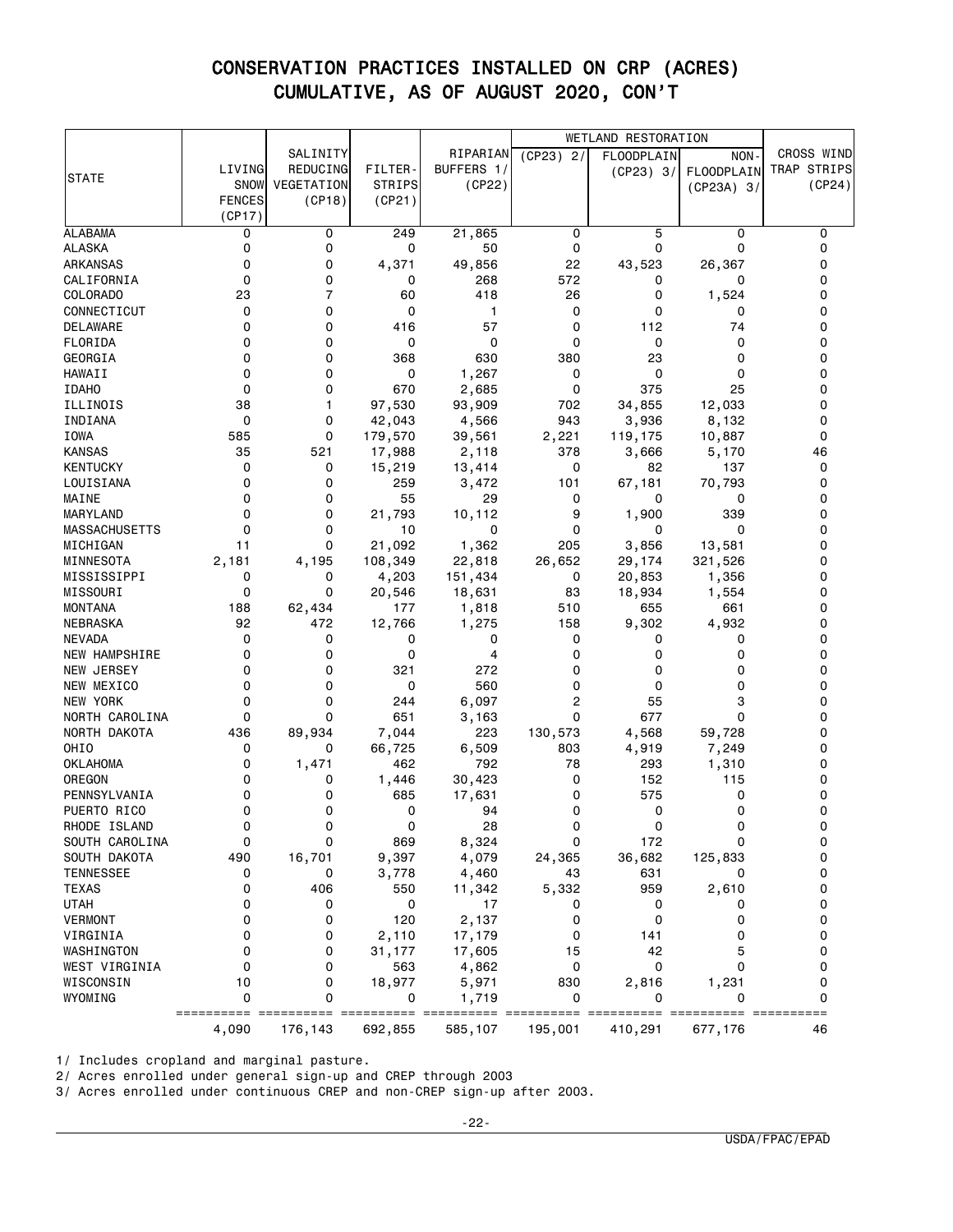# CONSERVATION PRACTICES INSTALLED ON CRP (ACRES)
## CUMULATIVE, AS OF AUGUST 2020, CON'T

| STATE | LIVING SNOW FENCES (CP17) | SALINITY REDUCING VEGETATION (CP18) | FILTER-STRIPS (CP21) | RIPARIAN BUFFERS 1/ (CP22) | WETLAND RESTORATION (CP23) 2/ | WETLAND RESTORATION FLOODPLAIN (CP23) 3/ | WETLAND RESTORATION NON-FLOODPLAIN (CP23A) 3/ | CROSS WIND TRAP STRIPS (CP24) |
|---|---|---|---|---|---|---|---|---|
| ALABAMA | 0 | 0 | 249 | 21,865 | 0 | 5 | 0 | 0 |
| ALASKA | 0 | 0 | 0 | 50 | 0 | 0 | 0 | 0 |
| ARKANSAS | 0 | 0 | 4,371 | 49,856 | 22 | 43,523 | 26,367 | 0 |
| CALIFORNIA | 0 | 0 | 0 | 268 | 572 | 0 | 0 | 0 |
| COLORADO | 23 | 7 | 60 | 418 | 26 | 0 | 1,524 | 0 |
| CONNECTICUT | 0 | 0 | 0 | 1 | 0 | 0 | 0 | 0 |
| DELAWARE | 0 | 0 | 416 | 57 | 0 | 112 | 74 | 0 |
| FLORIDA | 0 | 0 | 0 | 0 | 0 | 0 | 0 | 0 |
| GEORGIA | 0 | 0 | 368 | 630 | 380 | 23 | 0 | 0 |
| HAWAII | 0 | 0 | 0 | 1,267 | 0 | 0 | 0 | 0 |
| IDAHO | 0 | 0 | 670 | 2,685 | 0 | 375 | 25 | 0 |
| ILLINOIS | 38 | 1 | 97,530 | 93,909 | 702 | 34,855 | 12,033 | 0 |
| INDIANA | 0 | 0 | 42,043 | 4,566 | 943 | 3,936 | 8,132 | 0 |
| IOWA | 585 | 0 | 179,570 | 39,561 | 2,221 | 119,175 | 10,887 | 0 |
| KANSAS | 35 | 521 | 17,988 | 2,118 | 378 | 3,666 | 5,170 | 46 |
| KENTUCKY | 0 | 0 | 15,219 | 13,414 | 0 | 82 | 137 | 0 |
| LOUISIANA | 0 | 0 | 259 | 3,472 | 101 | 67,181 | 70,793 | 0 |
| MAINE | 0 | 0 | 55 | 29 | 0 | 0 | 0 | 0 |
| MARYLAND | 0 | 0 | 21,793 | 10,112 | 9 | 1,900 | 339 | 0 |
| MASSACHUSETTS | 0 | 0 | 10 | 0 | 0 | 0 | 0 | 0 |
| MICHIGAN | 11 | 0 | 21,092 | 1,362 | 205 | 3,856 | 13,581 | 0 |
| MINNESOTA | 2,181 | 4,195 | 108,349 | 22,818 | 26,652 | 29,174 | 321,526 | 0 |
| MISSISSIPPI | 0 | 0 | 4,203 | 151,434 | 0 | 20,853 | 1,356 | 0 |
| MISSOURI | 0 | 0 | 20,546 | 18,631 | 83 | 18,934 | 1,554 | 0 |
| MONTANA | 188 | 62,434 | 177 | 1,818 | 510 | 655 | 661 | 0 |
| NEBRASKA | 92 | 472 | 12,766 | 1,275 | 158 | 9,302 | 4,932 | 0 |
| NEVADA | 0 | 0 | 0 | 0 | 0 | 0 | 0 | 0 |
| NEW HAMPSHIRE | 0 | 0 | 0 | 4 | 0 | 0 | 0 | 0 |
| NEW JERSEY | 0 | 0 | 321 | 272 | 0 | 0 | 0 | 0 |
| NEW MEXICO | 0 | 0 | 0 | 560 | 0 | 0 | 0 | 0 |
| NEW YORK | 0 | 0 | 244 | 6,097 | 2 | 55 | 3 | 0 |
| NORTH CAROLINA | 0 | 0 | 651 | 3,163 | 0 | 677 | 0 | 0 |
| NORTH DAKOTA | 436 | 89,934 | 7,044 | 223 | 130,573 | 4,568 | 59,728 | 0 |
| OHIO | 0 | 0 | 66,725 | 6,509 | 803 | 4,919 | 7,249 | 0 |
| OKLAHOMA | 0 | 1,471 | 462 | 792 | 78 | 293 | 1,310 | 0 |
| OREGON | 0 | 0 | 1,446 | 30,423 | 0 | 152 | 115 | 0 |
| PENNSYLVANIA | 0 | 0 | 685 | 17,631 | 0 | 575 | 0 | 0 |
| PUERTO RICO | 0 | 0 | 0 | 94 | 0 | 0 | 0 | 0 |
| RHODE ISLAND | 0 | 0 | 0 | 28 | 0 | 0 | 0 | 0 |
| SOUTH CAROLINA | 0 | 0 | 869 | 8,324 | 0 | 172 | 0 | 0 |
| SOUTH DAKOTA | 490 | 16,701 | 9,397 | 4,079 | 24,365 | 36,682 | 125,833 | 0 |
| TENNESSEE | 0 | 0 | 3,778 | 4,460 | 43 | 631 | 0 | 0 |
| TEXAS | 0 | 406 | 550 | 11,342 | 5,332 | 959 | 2,610 | 0 |
| UTAH | 0 | 0 | 0 | 17 | 0 | 0 | 0 | 0 |
| VERMONT | 0 | 0 | 120 | 2,137 | 0 | 0 | 0 | 0 |
| VIRGINIA | 0 | 0 | 2,110 | 17,179 | 0 | 141 | 0 | 0 |
| WASHINGTON | 0 | 0 | 31,177 | 17,605 | 15 | 42 | 5 | 0 |
| WEST VIRGINIA | 0 | 0 | 563 | 4,862 | 0 | 0 | 0 | 0 |
| WISCONSIN | 10 | 0 | 18,977 | 5,971 | 830 | 2,816 | 1,231 | 0 |
| WYOMING | 0 | 0 | 0 | 1,719 | 0 | 0 | 0 | 0 |
| | 4,090 | 176,143 | 692,855 | 585,107 | 195,001 | 410,291 | 677,176 | 46 |

1/ Includes cropland and marginal pasture.

2/ Acres enrolled under general sign-up and CREP through 2003

3/ Acres enrolled under continuous CREP and non-CREP sign-up after 2003.

USDA/FPAC/EPAD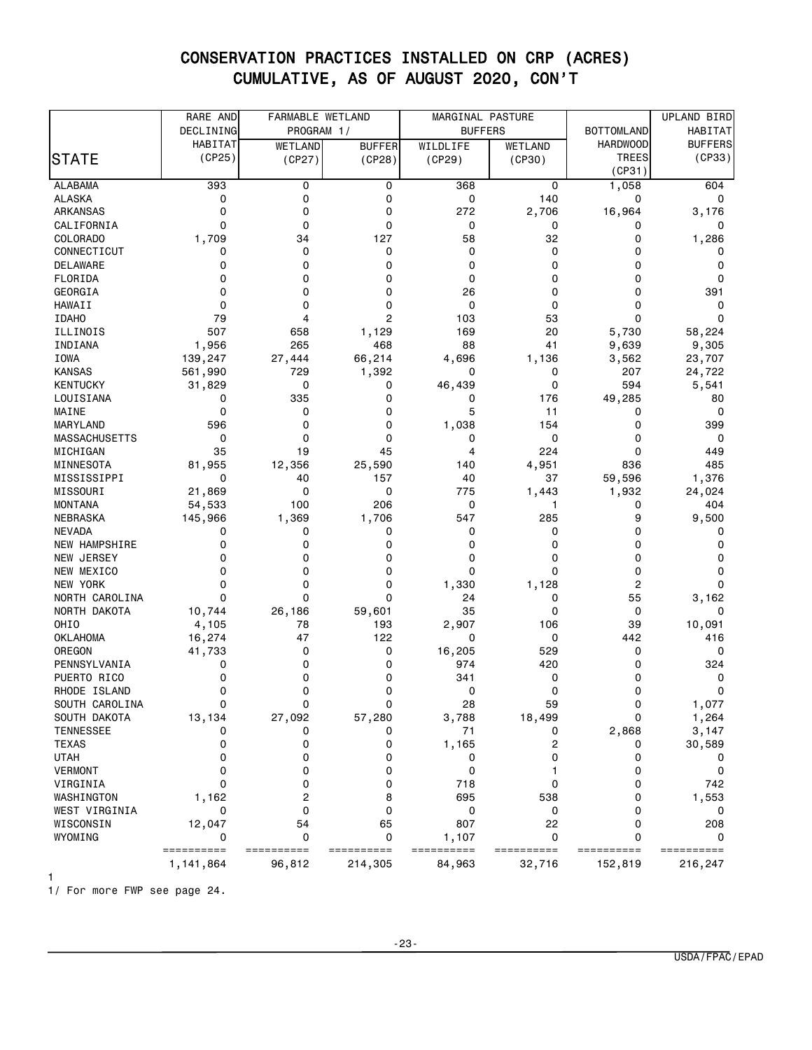# CONSERVATION PRACTICES INSTALLED ON CRP (ACRES)
## CUMULATIVE, AS OF AUGUST 2020, CON'T

| STATE | RARE AND DECLINING HABITAT (CP25) | FARMABLE WETLAND PROGRAM 1/ | | MARGINAL PASTURE BUFFERS | | BOTTOMLAND HARDWOOD TREES (CP31) | UPLAND BIRD HABITAT BUFFERS (CP33) |
|---|---|---|---|---|---|---|---|
| | | WETLAND (CP27) | BUFFER (CP28) | WILDLIFE (CP29) | WETLAND (CP30) | | |
| ALABAMA | 393 | 0 | 0 | 368 | 0 | 1,058 | 604 |
| ALASKA | 0 | 0 | 0 | 0 | 140 | 0 | 0 |
| ARKANSAS | 0 | 0 | 0 | 272 | 2,706 | 16,964 | 3,176 |
| CALIFORNIA | 0 | 0 | 0 | 0 | 0 | 0 | 0 |
| COLORADO | 1,709 | 34 | 127 | 58 | 32 | 0 | 1,286 |
| CONNECTICUT | 0 | 0 | 0 | 0 | 0 | 0 | 0 |
| DELAWARE | 0 | 0 | 0 | 0 | 0 | 0 | 0 |
| FLORIDA | 0 | 0 | 0 | 0 | 0 | 0 | 0 |
| GEORGIA | 0 | 0 | 0 | 26 | 0 | 0 | 391 |
| HAWAII | 0 | 0 | 0 | 0 | 0 | 0 | 0 |
| IDAHO | 79 | 4 | 2 | 103 | 53 | 0 | 0 |
| ILLINOIS | 507 | 658 | 1,129 | 169 | 20 | 5,730 | 58,224 |
| INDIANA | 1,956 | 265 | 468 | 88 | 41 | 9,639 | 9,305 |
| IOWA | 139,247 | 27,444 | 66,214 | 4,696 | 1,136 | 3,562 | 23,707 |
| KANSAS | 561,990 | 729 | 1,392 | 0 | 0 | 207 | 24,722 |
| KENTUCKY | 31,829 | 0 | 0 | 46,439 | 0 | 594 | 5,541 |
| LOUISIANA | 0 | 335 | 0 | 0 | 176 | 49,285 | 80 |
| MAINE | 0 | 0 | 0 | 5 | 11 | 0 | 0 |
| MARYLAND | 596 | 0 | 0 | 1,038 | 154 | 0 | 399 |
| MASSACHUSETTS | 0 | 0 | 0 | 0 | 0 | 0 | 0 |
| MICHIGAN | 35 | 19 | 45 | 4 | 224 | 0 | 449 |
| MINNESOTA | 81,955 | 12,356 | 25,590 | 140 | 4,951 | 836 | 485 |
| MISSISSIPPI | 0 | 40 | 157 | 40 | 37 | 59,596 | 1,376 |
| MISSOURI | 21,869 | 0 | 0 | 775 | 1,443 | 1,932 | 24,024 |
| MONTANA | 54,533 | 100 | 206 | 0 | 1 | 0 | 404 |
| NEBRASKA | 145,966 | 1,369 | 1,706 | 547 | 285 | 9 | 9,500 |
| NEVADA | 0 | 0 | 0 | 0 | 0 | 0 | 0 |
| NEW HAMPSHIRE | 0 | 0 | 0 | 0 | 0 | 0 | 0 |
| NEW JERSEY | 0 | 0 | 0 | 0 | 0 | 0 | 0 |
| NEW MEXICO | 0 | 0 | 0 | 0 | 0 | 0 | 0 |
| NEW YORK | 0 | 0 | 0 | 1,330 | 1,128 | 2 | 0 |
| NORTH CAROLINA | 0 | 0 | 0 | 24 | 0 | 55 | 3,162 |
| NORTH DAKOTA | 10,744 | 26,186 | 59,601 | 35 | 0 | 0 | 0 |
| OHIO | 4,105 | 78 | 193 | 2,907 | 106 | 39 | 10,091 |
| OKLAHOMA | 16,274 | 47 | 122 | 0 | 0 | 442 | 416 |
| OREGON | 41,733 | 0 | 0 | 16,205 | 529 | 0 | 0 |
| PENNSYLVANIA | 0 | 0 | 0 | 974 | 420 | 0 | 324 |
| PUERTO RICO | 0 | 0 | 0 | 341 | 0 | 0 | 0 |
| RHODE ISLAND | 0 | 0 | 0 | 0 | 0 | 0 | 0 |
| SOUTH CAROLINA | 0 | 0 | 0 | 28 | 59 | 0 | 1,077 |
| SOUTH DAKOTA | 13,134 | 27,092 | 57,280 | 3,788 | 18,499 | 0 | 1,264 |
| TENNESSEE | 0 | 0 | 0 | 71 | 0 | 2,868 | 3,147 |
| TEXAS | 0 | 0 | 0 | 1,165 | 2 | 0 | 30,589 |
| UTAH | 0 | 0 | 0 | 0 | 0 | 0 | 0 |
| VERMONT | 0 | 0 | 0 | 0 | 1 | 0 | 0 |
| VIRGINIA | 0 | 0 | 0 | 718 | 0 | 0 | 742 |
| WASHINGTON | 1,162 | 2 | 8 | 695 | 538 | 0 | 1,553 |
| WEST VIRGINIA | 0 | 0 | 0 | 0 | 0 | 0 | 0 |
| WISCONSIN | 12,047 | 54 | 65 | 807 | 22 | 0 | 208 |
| WYOMING | 0 | 0 | 0 | 1,107 | 0 | 0 | 0 |
| | 1,141,864 | 96,812 | 214,305 | 84,963 | 32,716 | 152,819 | 216,247 |

1

1/ For more FWP see page 24.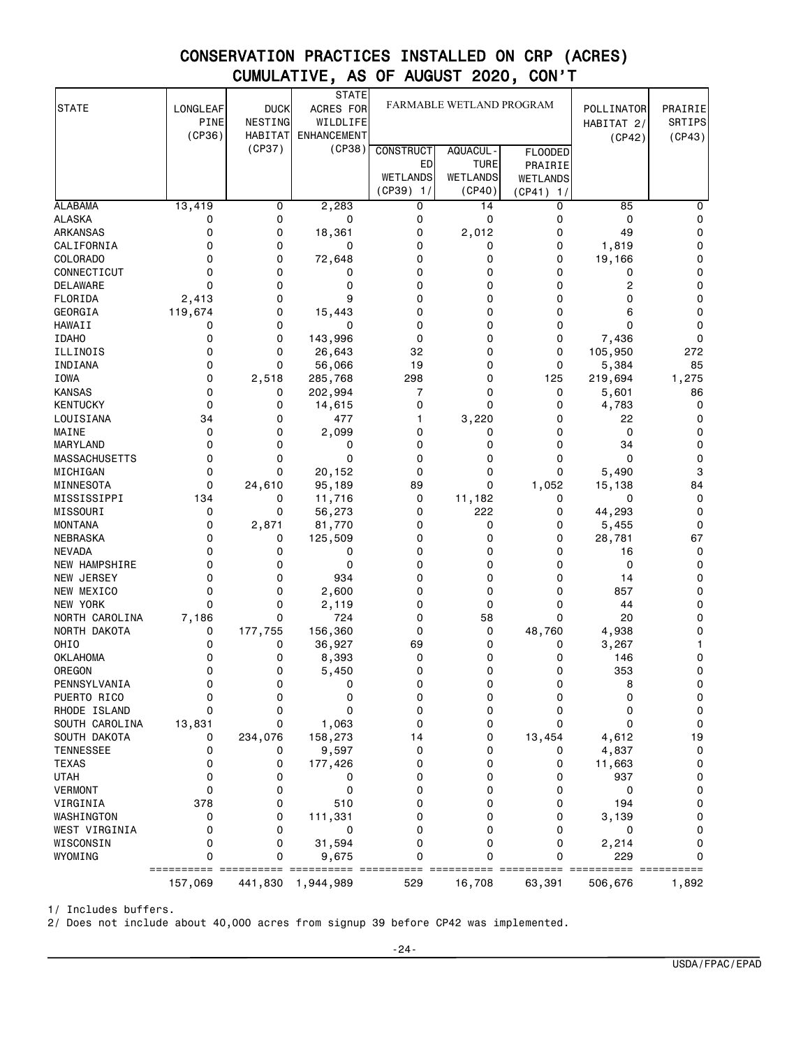# CONSERVATION PRACTICES INSTALLED ON CRP (ACRES)
## CUMULATIVE, AS OF AUGUST 2020, CON'T

| STATE | LONGLEAF PINE (CP36) | DUCK NESTING HABITAT (CP37) | STATE ACRES FOR WILDLIFE ENHANCEMENT (CP38) | FARMABLE WETLAND PROGRAM | | | POLLINATOR HABITAT 2/ (CP42) | PRAIRIE SRTIPS (CP43) |
|---|---|---|---|---|---|---|---|---|
| | | | | CONSTRUCTED WETLANDS (CP39) 1/ | AQUACUL-TURE WETLANDS (CP40) | FLOODED PRAIRIE WETLANDS (CP41) 1/ | | |
| ALABAMA | 13,419 | 0 | 2,283 | 0 | 14 | 0 | 85 | 0 |
| ALASKA | 0 | 0 | 0 | 0 | 0 | 0 | 0 | 0 |
| ARKANSAS | 0 | 0 | 18,361 | 0 | 2,012 | 0 | 49 | 0 |
| CALIFORNIA | 0 | 0 | 0 | 0 | 0 | 0 | 1,819 | 0 |
| COLORADO | 0 | 0 | 72,648 | 0 | 0 | 0 | 19,166 | 0 |
| CONNECTICUT | 0 | 0 | 0 | 0 | 0 | 0 | 0 | 0 |
| DELAWARE | 0 | 0 | 0 | 0 | 0 | 0 | 2 | 0 |
| FLORIDA | 2,413 | 0 | 9 | 0 | 0 | 0 | 0 | 0 |
| GEORGIA | 119,674 | 0 | 15,443 | 0 | 0 | 0 | 6 | 0 |
| HAWAII | 0 | 0 | 0 | 0 | 0 | 0 | 0 | 0 |
| IDAHO | 0 | 0 | 143,996 | 0 | 0 | 0 | 7,436 | 0 |
| ILLINOIS | 0 | 0 | 26,643 | 32 | 0 | 0 | 105,950 | 272 |
| INDIANA | 0 | 0 | 56,066 | 19 | 0 | 0 | 5,384 | 85 |
| IOWA | 0 | 2,518 | 285,768 | 298 | 0 | 125 | 219,694 | 1,275 |
| KANSAS | 0 | 0 | 202,994 | 7 | 0 | 0 | 5,601 | 86 |
| KENTUCKY | 0 | 0 | 14,615 | 0 | 0 | 0 | 4,783 | 0 |
| LOUISIANA | 34 | 0 | 477 | 1 | 3,220 | 0 | 22 | 0 |
| MAINE | 0 | 0 | 2,099 | 0 | 0 | 0 | 0 | 0 |
| MARYLAND | 0 | 0 | 0 | 0 | 0 | 0 | 34 | 0 |
| MASSACHUSETTS | 0 | 0 | 0 | 0 | 0 | 0 | 0 | 0 |
| MICHIGAN | 0 | 0 | 20,152 | 0 | 0 | 0 | 5,490 | 3 |
| MINNESOTA | 0 | 24,610 | 95,189 | 89 | 0 | 1,052 | 15,138 | 84 |
| MISSISSIPPI | 134 | 0 | 11,716 | 0 | 11,182 | 0 | 0 | 0 |
| MISSOURI | 0 | 0 | 56,273 | 0 | 222 | 0 | 44,293 | 0 |
| MONTANA | 0 | 2,871 | 81,770 | 0 | 0 | 0 | 5,455 | 0 |
| NEBRASKA | 0 | 0 | 125,509 | 0 | 0 | 0 | 28,781 | 67 |
| NEVADA | 0 | 0 | 0 | 0 | 0 | 0 | 16 | 0 |
| NEW HAMPSHIRE | 0 | 0 | 0 | 0 | 0 | 0 | 0 | 0 |
| NEW JERSEY | 0 | 0 | 934 | 0 | 0 | 0 | 14 | 0 |
| NEW MEXICO | 0 | 0 | 2,600 | 0 | 0 | 0 | 857 | 0 |
| NEW YORK | 0 | 0 | 2,119 | 0 | 0 | 0 | 44 | 0 |
| NORTH CAROLINA | 7,186 | 0 | 724 | 0 | 58 | 0 | 20 | 0 |
| NORTH DAKOTA | 0 | 177,755 | 156,360 | 0 | 0 | 48,760 | 4,938 | 0 |
| OHIO | 0 | 0 | 36,927 | 69 | 0 | 0 | 3,267 | 1 |
| OKLAHOMA | 0 | 0 | 8,393 | 0 | 0 | 0 | 146 | 0 |
| OREGON | 0 | 0 | 5,450 | 0 | 0 | 0 | 353 | 0 |
| PENNSYLVANIA | 0 | 0 | 0 | 0 | 0 | 0 | 8 | 0 |
| PUERTO RICO | 0 | 0 | 0 | 0 | 0 | 0 | 0 | 0 |
| RHODE ISLAND | 0 | 0 | 0 | 0 | 0 | 0 | 0 | 0 |
| SOUTH CAROLINA | 13,831 | 0 | 1,063 | 0 | 0 | 0 | 0 | 0 |
| SOUTH DAKOTA | 0 | 234,076 | 158,273 | 14 | 0 | 13,454 | 4,612 | 19 |
| TENNESSEE | 0 | 0 | 9,597 | 0 | 0 | 0 | 4,837 | 0 |
| TEXAS | 0 | 0 | 177,426 | 0 | 0 | 0 | 11,663 | 0 |
| UTAH | 0 | 0 | 0 | 0 | 0 | 0 | 937 | 0 |
| VERMONT | 0 | 0 | 0 | 0 | 0 | 0 | 0 | 0 |
| VIRGINIA | 378 | 0 | 510 | 0 | 0 | 0 | 194 | 0 |
| WASHINGTON | 0 | 0 | 111,331 | 0 | 0 | 0 | 3,139 | 0 |
| WEST VIRGINIA | 0 | 0 | 0 | 0 | 0 | 0 | 0 | 0 |
| WISCONSIN | 0 | 0 | 31,594 | 0 | 0 | 0 | 2,214 | 0 |
| WYOMING | 0 | 0 | 9,675 | 0 | 0 | 0 | 229 | 0 |
| | 157,069 | 441,830 | 1,944,989 | 529 | 16,708 | 63,391 | 506,676 | 1,892 |

1/ Includes buffers.

2/ Does not include about 40,000 acres from signup 39 before CP42 was implemented.

USDA/FPAC/EPAD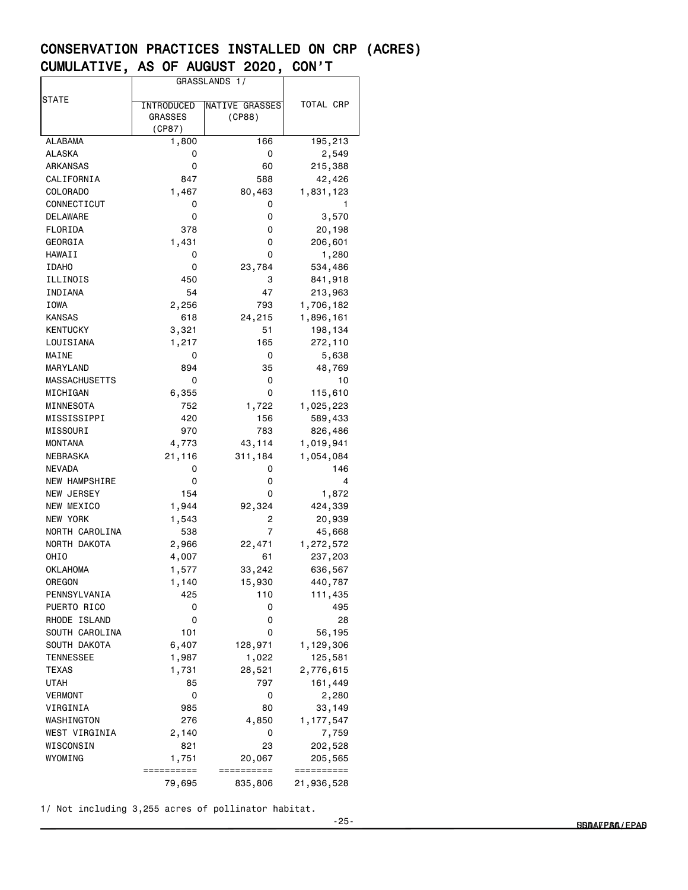## CONSERVATION PRACTICES INSTALLED ON CRP (ACRES)
## CUMULATIVE, AS OF AUGUST 2020, CON'T

| STATE | GRASSLANDS 1/ | | TOTAL CRP |
|---|---|---|---|
| | INTRODUCED GRASSES (CP87) | NATIVE GRASSES (CP88) | |
| ALABAMA | 1,800 | 166 | 195,213 |
| ALASKA | 0 | 0 | 2,549 |
| ARKANSAS | 0 | 60 | 215,388 |
| CALIFORNIA | 847 | 588 | 42,426 |
| COLORADO | 1,467 | 80,463 | 1,831,123 |
| CONNECTICUT | 0 | 0 | 1 |
| DELAWARE | 0 | 0 | 3,570 |
| FLORIDA | 378 | 0 | 20,198 |
| GEORGIA | 1,431 | 0 | 206,601 |
| HAWAII | 0 | 0 | 1,280 |
| IDAHO | 0 | 23,784 | 534,486 |
| ILLINOIS | 450 | 3 | 841,918 |
| INDIANA | 54 | 47 | 213,963 |
| IOWA | 2,256 | 793 | 1,706,182 |
| KANSAS | 618 | 24,215 | 1,896,161 |
| KENTUCKY | 3,321 | 51 | 198,134 |
| LOUISIANA | 1,217 | 165 | 272,110 |
| MAINE | 0 | 0 | 5,638 |
| MARYLAND | 894 | 35 | 48,769 |
| MASSACHUSETTS | 0 | 0 | 10 |
| MICHIGAN | 6,355 | 0 | 115,610 |
| MINNESOTA | 752 | 1,722 | 1,025,223 |
| MISSISSIPPI | 420 | 156 | 589,433 |
| MISSOURI | 970 | 783 | 826,486 |
| MONTANA | 4,773 | 43,114 | 1,019,941 |
| NEBRASKA | 21,116 | 311,184 | 1,054,084 |
| NEVADA | 0 | 0 | 146 |
| NEW HAMPSHIRE | 0 | 0 | 4 |
| NEW JERSEY | 154 | 0 | 1,872 |
| NEW MEXICO | 1,944 | 92,324 | 424,339 |
| NEW YORK | 1,543 | 2 | 20,939 |
| NORTH CAROLINA | 538 | 7 | 45,668 |
| NORTH DAKOTA | 2,966 | 22,471 | 1,272,572 |
| OHIO | 4,007 | 61 | 237,203 |
| OKLAHOMA | 1,577 | 33,242 | 636,567 |
| OREGON | 1,140 | 15,930 | 440,787 |
| PENNSYLVANIA | 425 | 110 | 111,435 |
| PUERTO RICO | 0 | 0 | 495 |
| RHODE ISLAND | 0 | 0 | 28 |
| SOUTH CAROLINA | 101 | 0 | 56,195 |
| SOUTH DAKOTA | 6,407 | 128,971 | 1,129,306 |
| TENNESSEE | 1,987 | 1,022 | 125,581 |
| TEXAS | 1,731 | 28,521 | 2,776,615 |
| UTAH | 85 | 797 | 161,449 |
| VERMONT | 0 | 0 | 2,280 |
| VIRGINIA | 985 | 80 | 33,149 |
| WASHINGTON | 276 | 4,850 | 1,177,547 |
| WEST VIRGINIA | 2,140 | 0 | 7,759 |
| WISCONSIN | 821 | 23 | 202,528 |
| WYOMING | 1,751 | 20,067 | 205,565 |
| | 79,695 | 835,806 | 21,936,528 |

1/ Not including 3,255 acres of pollinator habitat.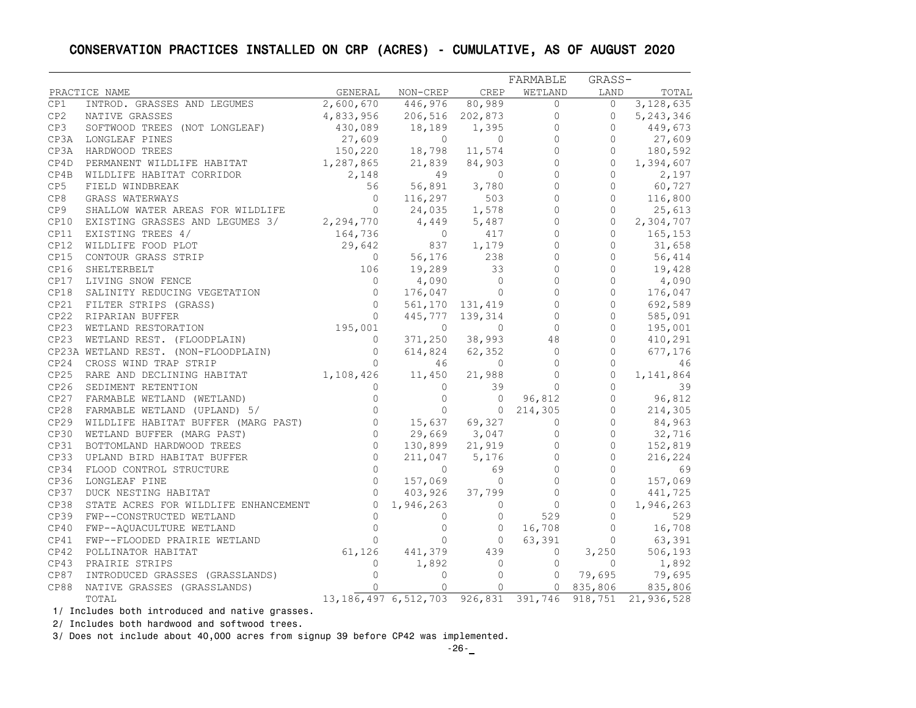## CONSERVATION PRACTICES INSTALLED ON CRP (ACRES) - CUMULATIVE, AS OF AUGUST 2020

| PRACTICE NAME | | GENERAL | NON-CREP | CREP | FARMABLE WETLAND | GRASS-LAND | TOTAL |
|---|---|---|---|---|---|---|---|
| CP1 | INTROD. GRASSES AND LEGUMES | 2,600,670 | 446,976 | 80,989 | 0 | 0 | 3,128,635 |
| CP2 | NATIVE GRASSES | 4,833,956 | 206,516 | 202,873 | 0 | 0 | 5,243,346 |
| CP3 | SOFTWOOD TREES (NOT LONGLEAF) | 430,089 | 18,189 | 1,395 | 0 | 0 | 449,673 |
| CP3A | LONGLEAF PINES | 27,609 | 0 | 0 | 0 | 0 | 27,609 |
| CP3A | HARDWOOD TREES | 150,220 | 18,798 | 11,574 | 0 | 0 | 180,592 |
| CP4D | PERMANENT WILDLIFE HABITAT | 1,287,865 | 21,839 | 84,903 | 0 | 0 | 1,394,607 |
| CP4B | WILDLIFE HABITAT CORRIDOR | 2,148 | 49 | 0 | 0 | 0 | 2,197 |
| CP5 | FIELD WINDBREAK | 56 | 56,891 | 3,780 | 0 | 0 | 60,727 |
| CP8 | GRASS WATERWAYS | 0 | 116,297 | 503 | 0 | 0 | 116,800 |
| CP9 | SHALLOW WATER AREAS FOR WILDLIFE | 0 | 24,035 | 1,578 | 0 | 0 | 25,613 |
| CP10 | EXISTING GRASSES AND LEGUMES 3/ | 2,294,770 | 4,449 | 5,487 | 0 | 0 | 2,304,707 |
| CP11 | EXISTING TREES 4/ | 164,736 | 0 | 417 | 0 | 0 | 165,153 |
| CP12 | WILDLIFE FOOD PLOT | 29,642 | 837 | 1,179 | 0 | 0 | 31,658 |
| CP15 | CONTOUR GRASS STRIP | 0 | 56,176 | 238 | 0 | 0 | 56,414 |
| CP16 | SHELTERBELT | 106 | 19,289 | 33 | 0 | 0 | 19,428 |
| CP17 | LIVING SNOW FENCE | 0 | 4,090 | 0 | 0 | 0 | 4,090 |
| CP18 | SALINITY REDUCING VEGETATION | 0 | 176,047 | 0 | 0 | 0 | 176,047 |
| CP21 | FILTER STRIPS (GRASS) | 0 | 561,170 | 131,419 | 0 | 0 | 692,589 |
| CP22 | RIPARIAN BUFFER | 0 | 445,777 | 139,314 | 0 | 0 | 585,091 |
| CP23 | WETLAND RESTORATION | 195,001 | 0 | 0 | 0 | 0 | 195,001 |
| CP23 | WETLAND REST. (FLOODPLAIN) | 0 | 371,250 | 38,993 | 48 | 0 | 410,291 |
| CP23A | WETLAND REST. (NON-FLOODPLAIN) | 0 | 614,824 | 62,352 | 0 | 0 | 677,176 |
| CP24 | CROSS WIND TRAP STRIP | 0 | 46 | 0 | 0 | 0 | 46 |
| CP25 | RARE AND DECLINING HABITAT | 1,108,426 | 11,450 | 21,988 | 0 | 0 | 1,141,864 |
| CP26 | SEDIMENT RETENTION | 0 | 0 | 39 | 0 | 0 | 39 |
| CP27 | FARMABLE WETLAND (WETLAND) | 0 | 0 | 0 | 96,812 | 0 | 96,812 |
| CP28 | FARMABLE WETLAND (UPLAND) 5/ | 0 | 0 | 0 | 214,305 | 0 | 214,305 |
| CP29 | WILDLIFE HABITAT BUFFER (MARG PAST) | 0 | 15,637 | 69,327 | 0 | 0 | 84,963 |
| CP30 | WETLAND BUFFER (MARG PAST) | 0 | 29,669 | 3,047 | 0 | 0 | 32,716 |
| CP31 | BOTTOMLAND HARDWOOD TREES | 0 | 130,899 | 21,919 | 0 | 0 | 152,819 |
| CP33 | UPLAND BIRD HABITAT BUFFER | 0 | 211,047 | 5,176 | 0 | 0 | 216,224 |
| CP34 | FLOOD CONTROL STRUCTURE | 0 | 0 | 69 | 0 | 0 | 69 |
| CP36 | LONGLEAF PINE | 0 | 157,069 | 0 | 0 | 0 | 157,069 |
| CP37 | DUCK NESTING HABITAT | 0 | 403,926 | 37,799 | 0 | 0 | 441,725 |
| CP38 | STATE ACRES FOR WILDLIFE ENHANCEMENT | 0 | 1,946,263 | 0 | 0 | 0 | 1,946,263 |
| CP39 | FWP--CONSTRUCTED WETLAND | 0 | 0 | 0 | 529 | 0 | 529 |
| CP40 | FWP--AQUACULTURE WETLAND | 0 | 0 | 0 | 16,708 | 0 | 16,708 |
| CP41 | FWP--FLOODED PRAIRIE WETLAND | 0 | 0 | 0 | 63,391 | 0 | 63,391 |
| CP42 | POLLINATOR HABITAT | 61,126 | 441,379 | 439 | 0 | 3,250 | 506,193 |
| CP43 | PRAIRIE STRIPS | 0 | 1,892 | 0 | 0 | 0 | 1,892 |
| CP87 | INTRODUCED GRASSES (GRASSLANDS) | 0 | 0 | 0 | 0 | 79,695 | 79,695 |
| CP88 | NATIVE GRASSES (GRASSLANDS) | 0 | 0 | 0 | 0 | 835,806 | 835,806 |
| | TOTAL | 13,186,497 | 6,512,703 | 926,831 | 391,746 | 918,751 | 21,936,528 |

1/ Includes both introduced and native grasses.

2/ Includes both hardwood and softwood trees.

3/ Does not include about 40,000 acres from signup 39 before CP42 was implemented.